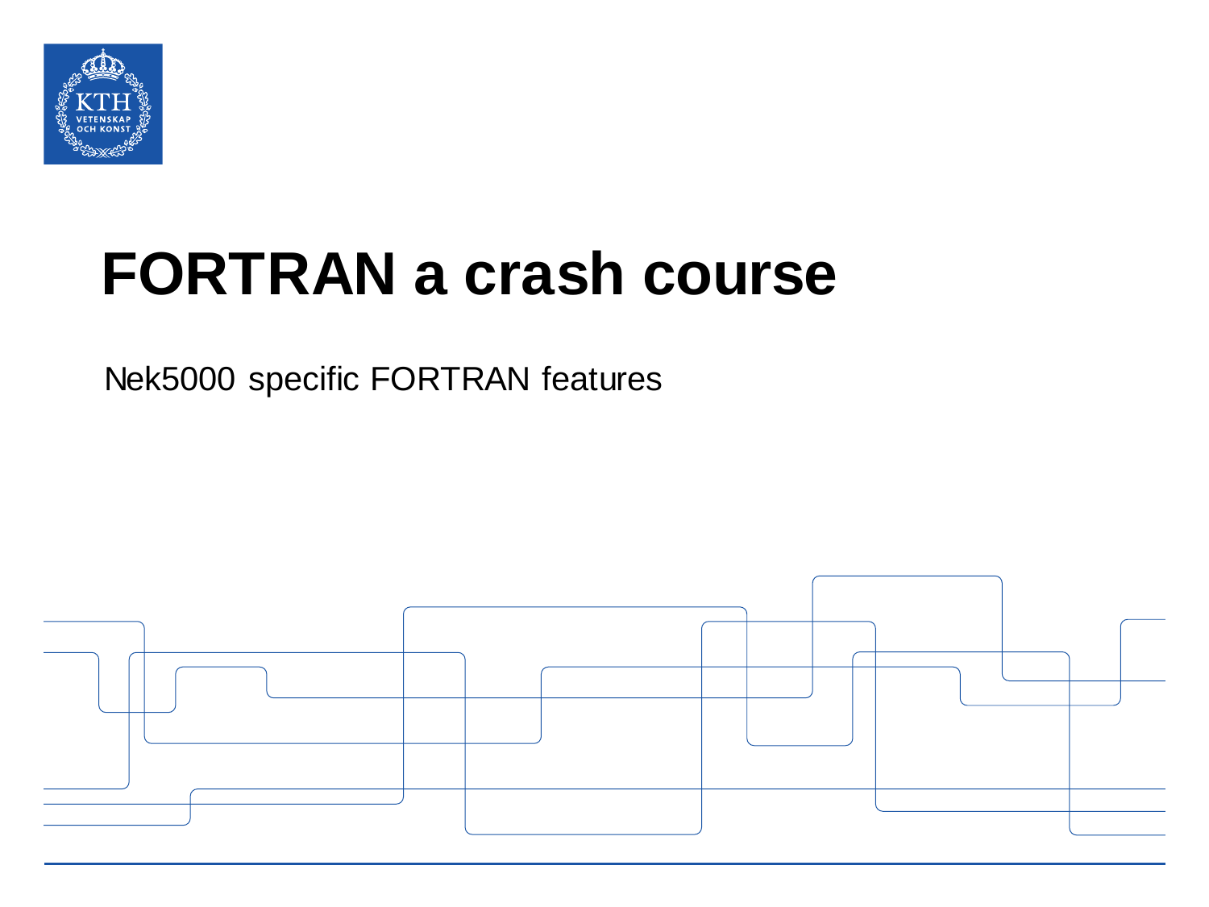# FORTRAN a crash course

Nek5000 specific FORTRAN features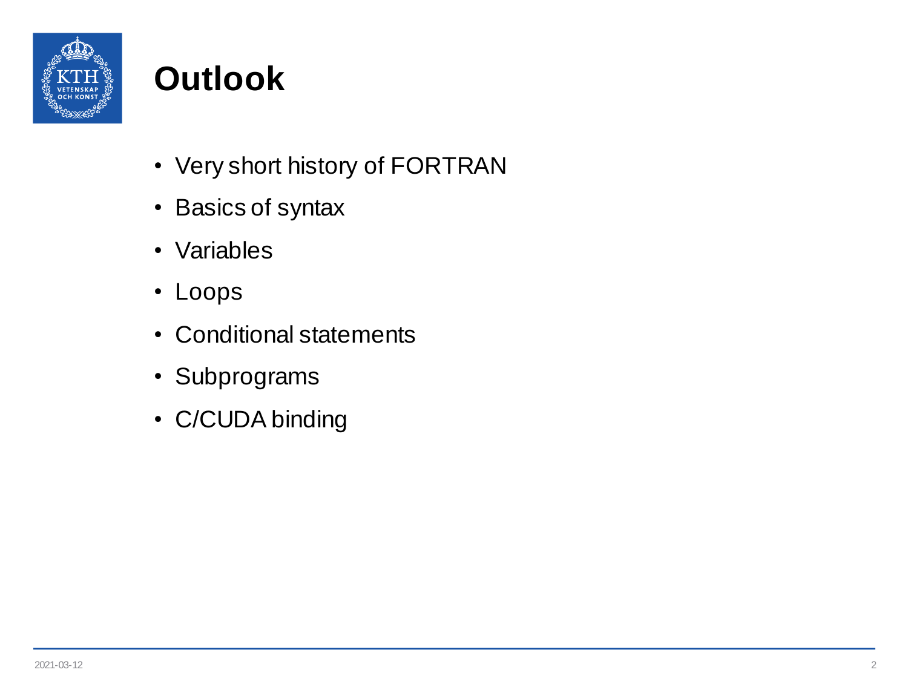# Outlook

- Very short history of FORTRAN
- Basics of syntax
- Variables
- Loops
- Conditional statements
- Subprograms
- C/CUDA binding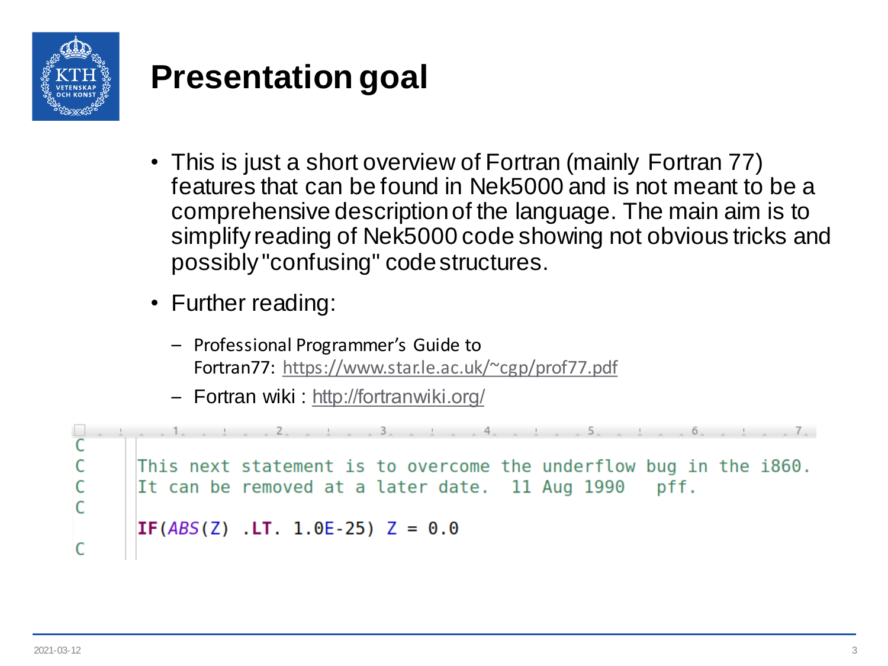# Presentation goal

- This is just a short overview of Fortran (mainly Fortran 77) features that can be found in Nek5000 and is not meant to be a comprehensive description of the language. The main aim is to simplify reading of Nek5000 code showing not obvious tricks and possibly "confusing" code structures.
- Further reading:
  - Professional Programmer's Guide to Fortran77: https://www.star.le.ac.uk/~cgp/prof77.pdf
  - Fortran wiki : http://fortranwiki.org/

```
C
C     This next statement is to overcome the underflow bug in the i860.
C     It can be removed at a later date.  11 Aug 1990   pff.
C
      IF(ABS(Z) .LT. 1.0E-25) Z = 0.0
C
```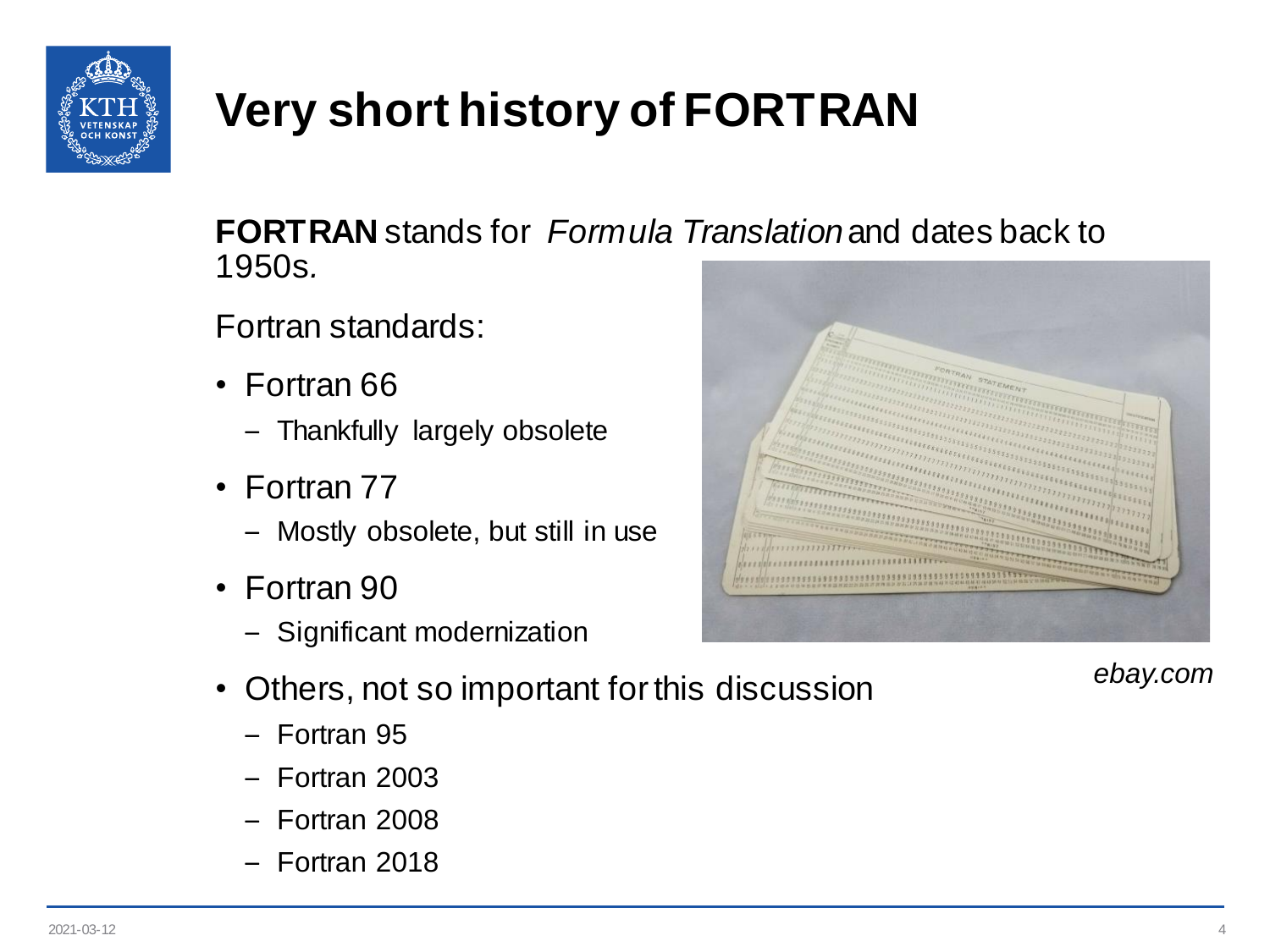# Very short history of FORTRAN

**FORTRAN** stands for *Formula Translation* and dates back to 1950s.

Fortran standards:

- Fortran 66
  - Thankfully largely obsolete
- Fortran 77
  - Mostly obsolete, but still in use
- Fortran 90
  - Significant modernization
- Others, not so important for this discussion
  - Fortran 95
  - Fortran 2003
  - Fortran 2008
  - Fortran 2018

*ebay.com*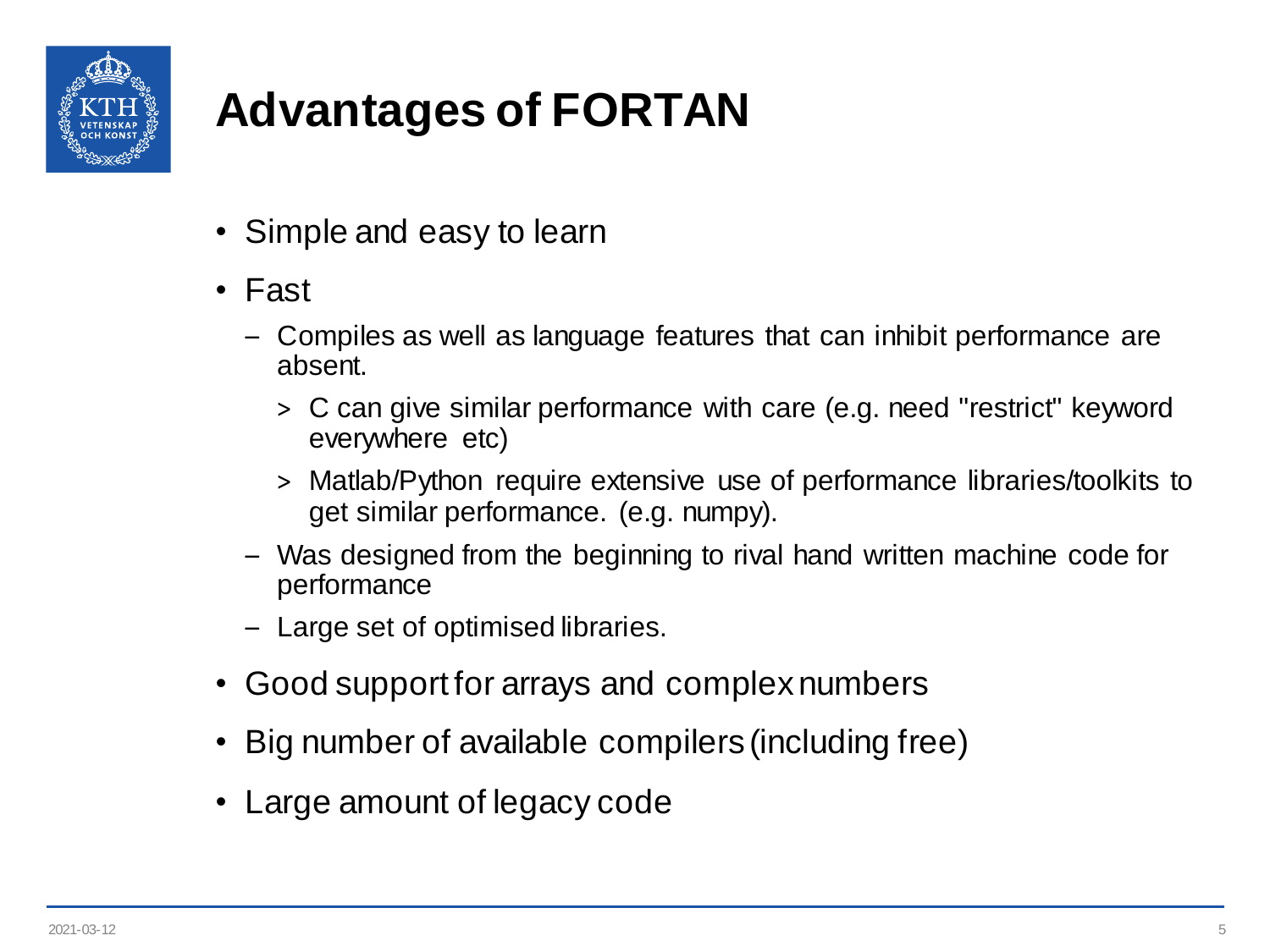# Advantages of FORTAN

- Simple and easy to learn
- Fast
  - Compiles as well as language features that can inhibit performance are absent.
    - C can give similar performance with care (e.g. need "restrict" keyword everywhere etc)
    - Matlab/Python require extensive use of performance libraries/toolkits to get similar performance. (e.g. numpy).
  - Was designed from the beginning to rival hand written machine code for performance
  - Large set of optimised libraries.
- Good support for arrays and complex numbers
- Big number of available compilers (including free)
- Large amount of legacy code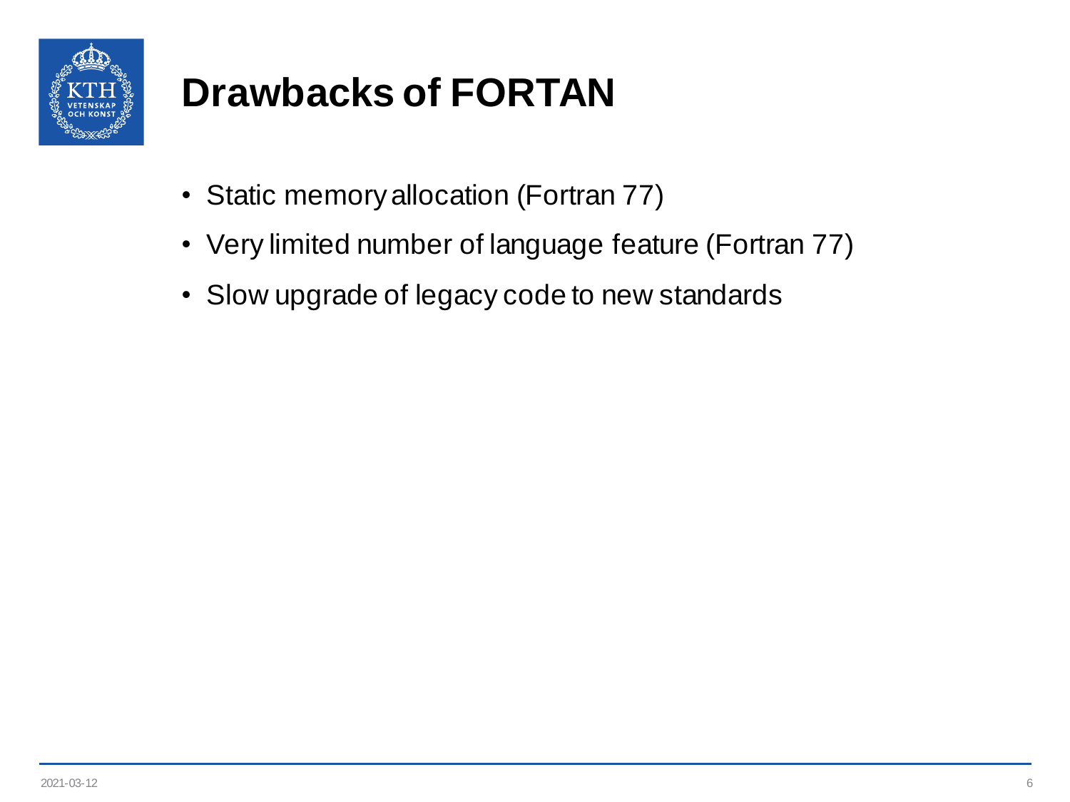# Drawbacks of FORTAN

- Static memory allocation (Fortran 77)
- Very limited number of language feature (Fortran 77)
- Slow upgrade of legacy code to new standards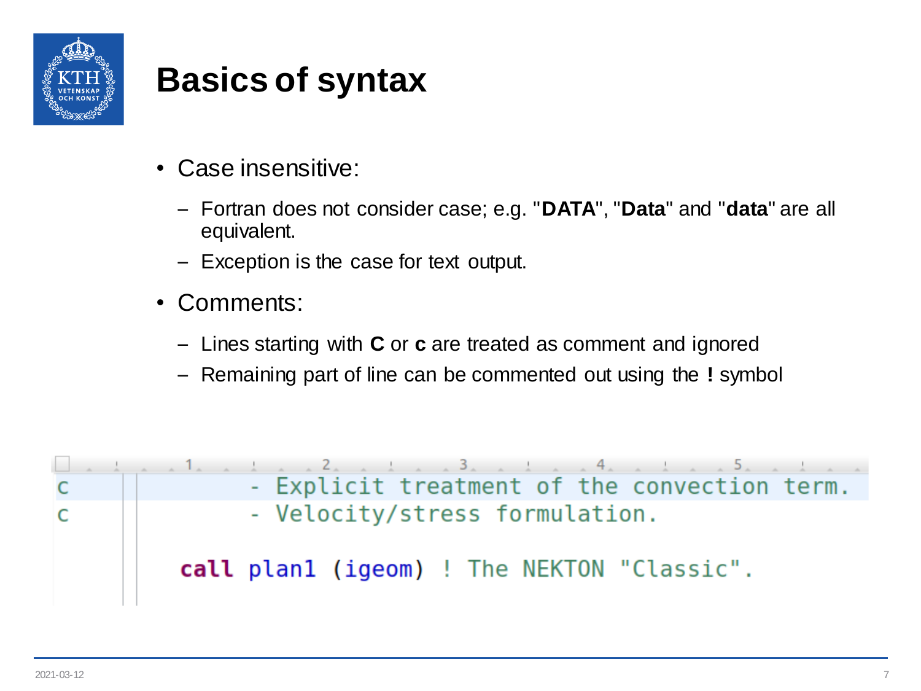# Basics of syntax

- Case insensitive:
  - Fortran does not consider case; e.g. "**DATA**", "**Data**" and "**data**" are all equivalent.
  - Exception is the case for text output.
- Comments:
  - Lines starting with **C** or **c** are treated as comment and ignored
  - Remaining part of line can be commented out using the **!** symbol

```
c                - Explicit treatment of the convection term.
c                - Velocity/stress formulation.

      call plan1 (igeom) ! The NEKTON "Classic".
```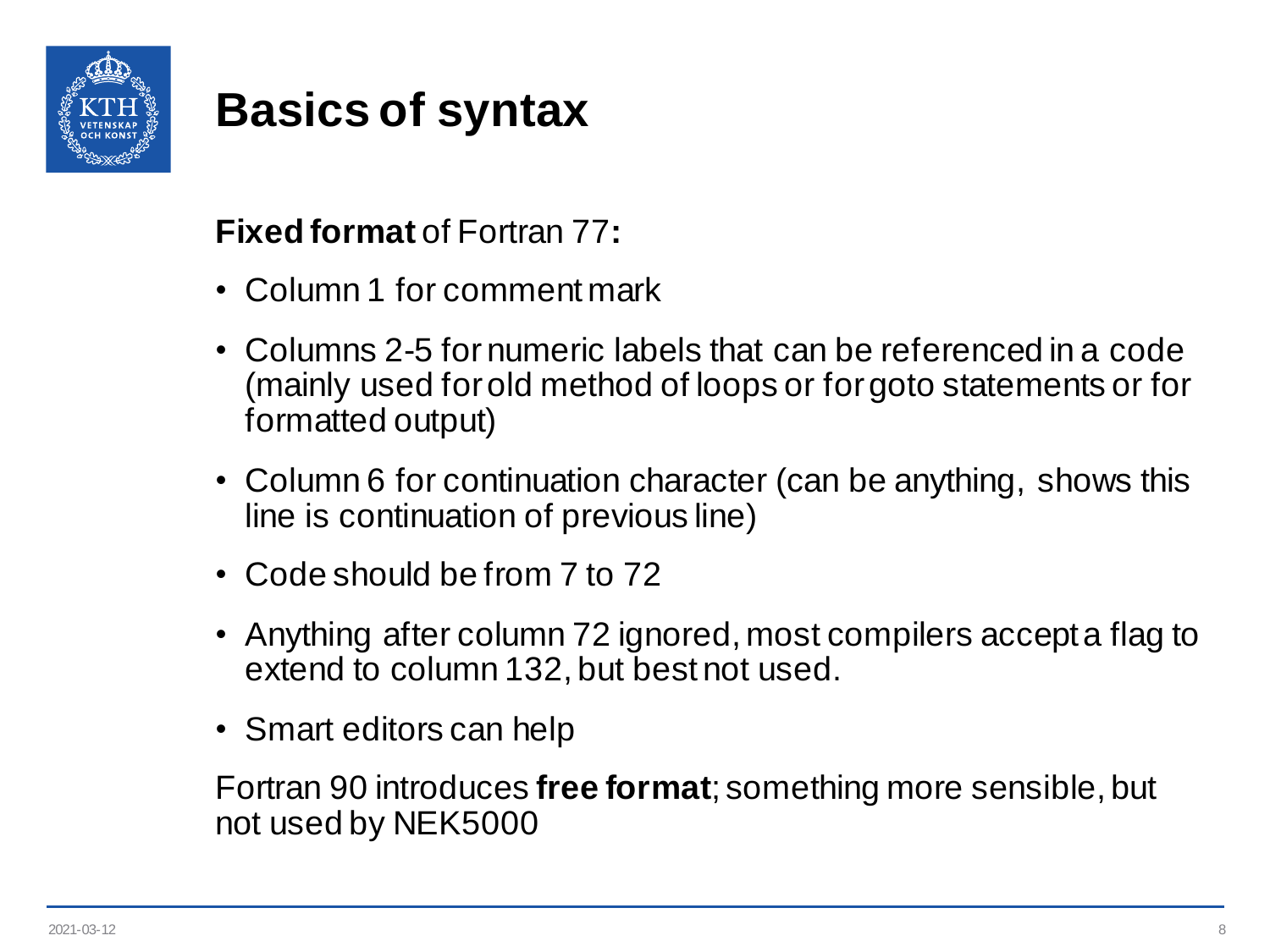# Basics of syntax

**Fixed format** of Fortran 77**:**

- Column 1 for comment mark
- Columns 2-5 for numeric labels that can be referenced in a code (mainly used for old method of loops or for goto statements or for formatted output)
- Column 6 for continuation character (can be anything, shows this line is continuation of previous line)
- Code should be from 7 to 72
- Anything after column 72 ignored, most compilers accept a flag to extend to column 132, but best not used.
- Smart editors can help

Fortran 90 introduces **free format**; something more sensible, but not used by NEK5000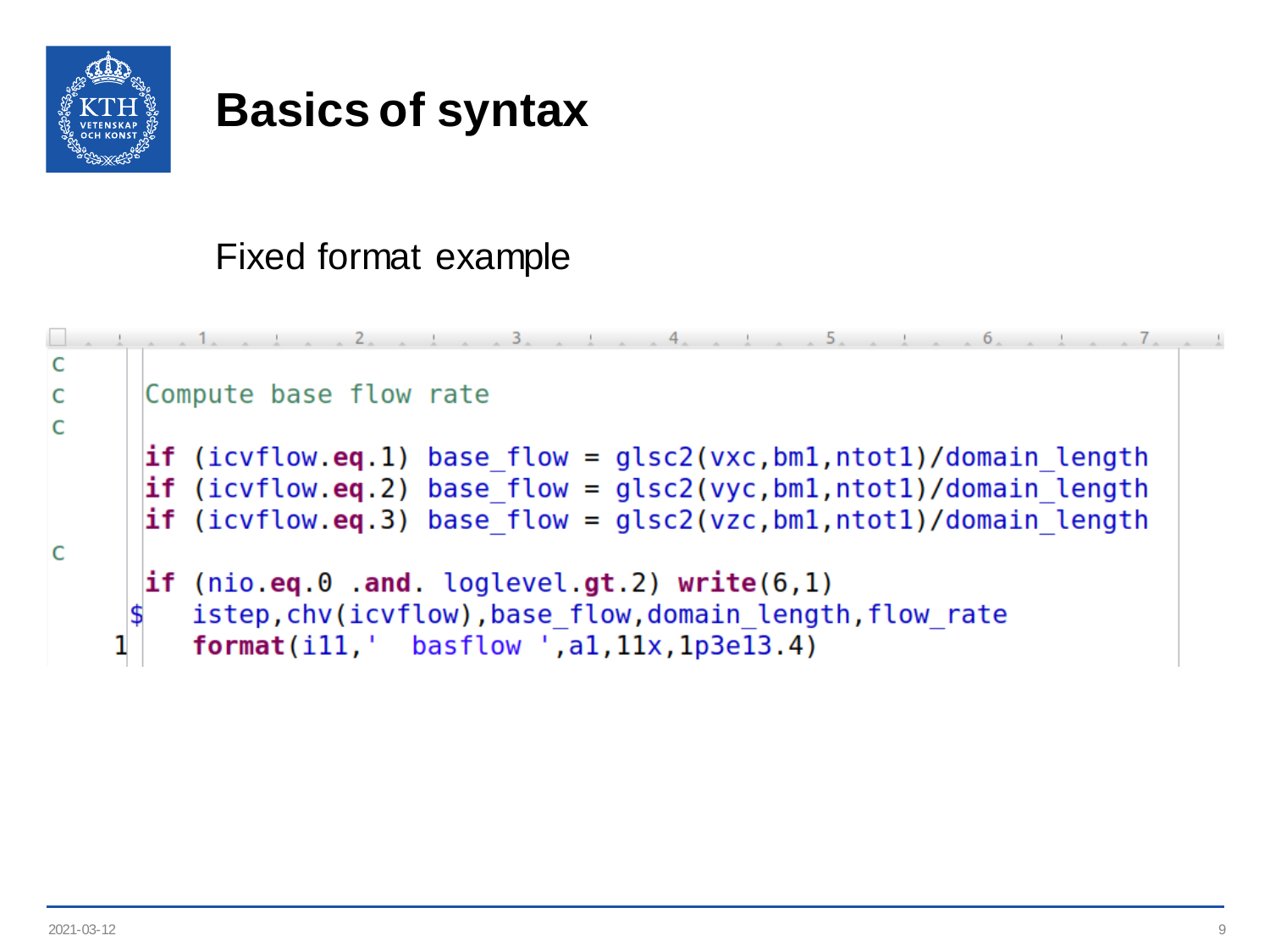# Basics of syntax

Fixed format example

```
c
c     Compute base flow rate
c
      if (icvflow.eq.1) base_flow = glsc2(vxc,bm1,ntot1)/domain_length
      if (icvflow.eq.2) base_flow = glsc2(vyc,bm1,ntot1)/domain_length
      if (icvflow.eq.3) base_flow = glsc2(vzc,bm1,ntot1)/domain_length
c
      if (nio.eq.0 .and. loglevel.gt.2) write(6,1)
     $   istep,chv(icvflow),base_flow,domain_length,flow_rate
    1    format(i11,'  basflow ',a1,11x,1p3e13.4)
```

2021-03-12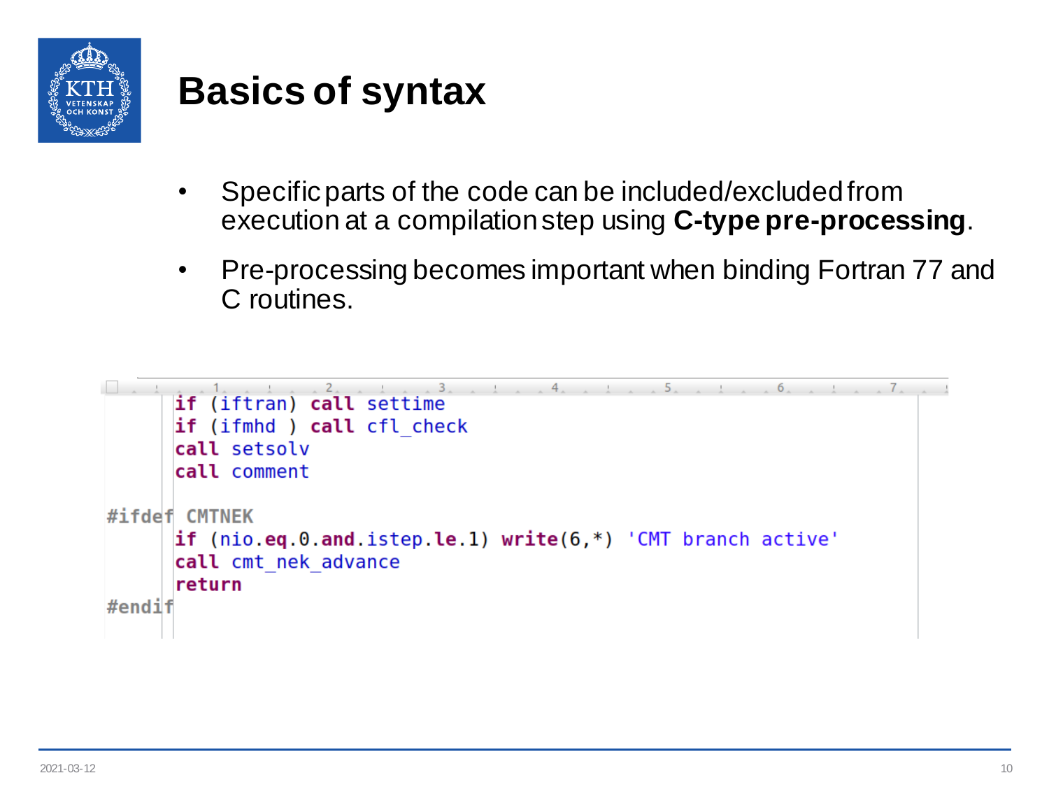# Basics of syntax

- Specific parts of the code can be included/excluded from execution at a compilation step using **C-type pre-processing**.
- Pre-processing becomes important when binding Fortran 77 and C routines.

```
      if (iftran) call settime
      if (ifmhd ) call cfl_check
      call setsolv
      call comment

#ifdef CMTNEK
      if (nio.eq.0.and.istep.le.1) write(6,*) 'CMT branch active'
      call cmt_nek_advance
      return
#endif
```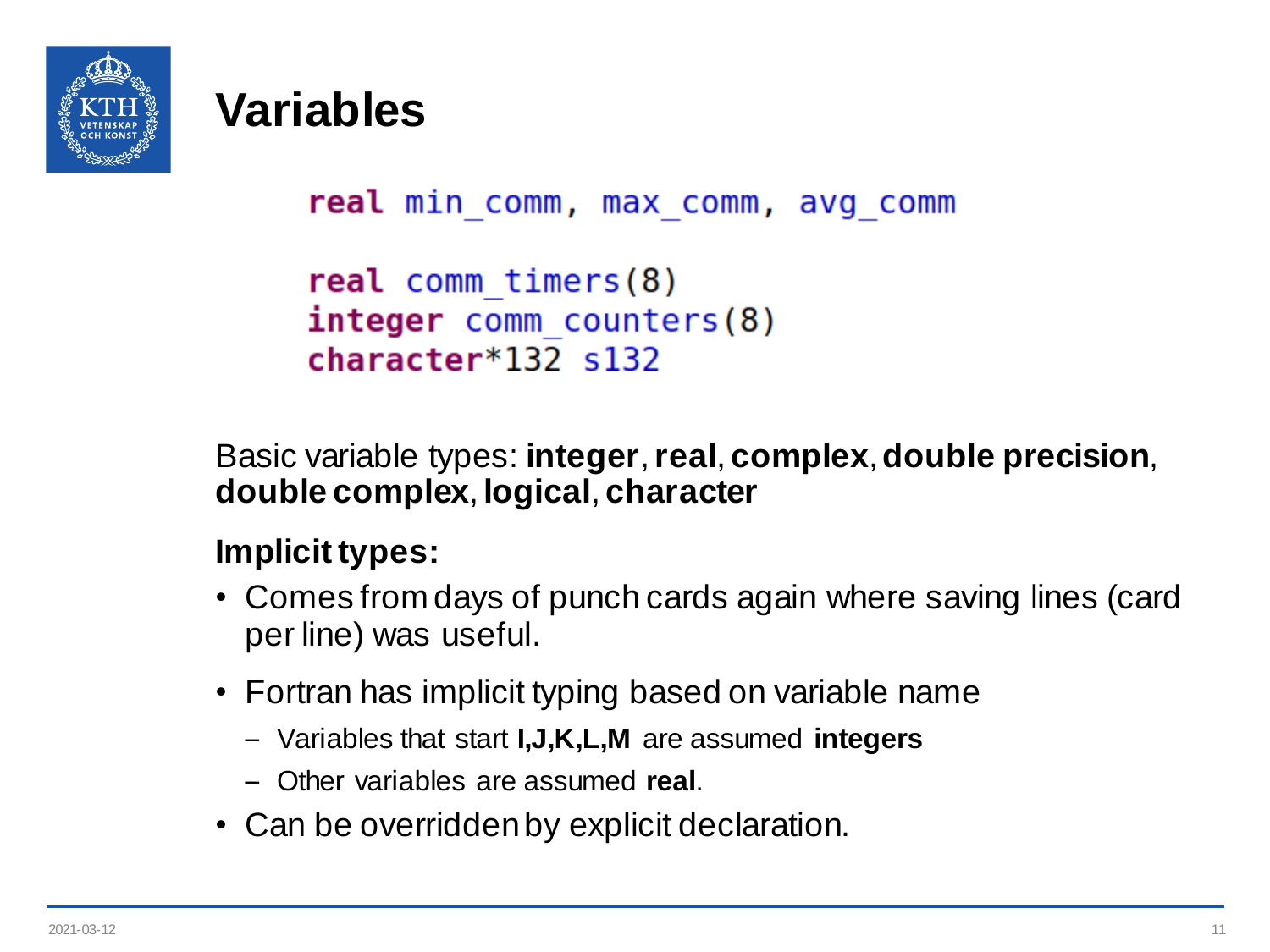# Variables

```
real min_comm, max_comm, avg_comm

real comm_timers(8)
integer comm_counters(8)
character*132 s132
```

Basic variable types: **integer**, **real**, **complex**, **double precision**, **double complex**, **logical**, **character**

**Implicit types:**

- Comes from days of punch cards again where saving lines (card per line) was useful.
- Fortran has implicit typing based on variable name
  - Variables that start **I,J,K,L,M** are assumed **integers**
  - Other variables are assumed **real**.
- Can be overridden by explicit declaration.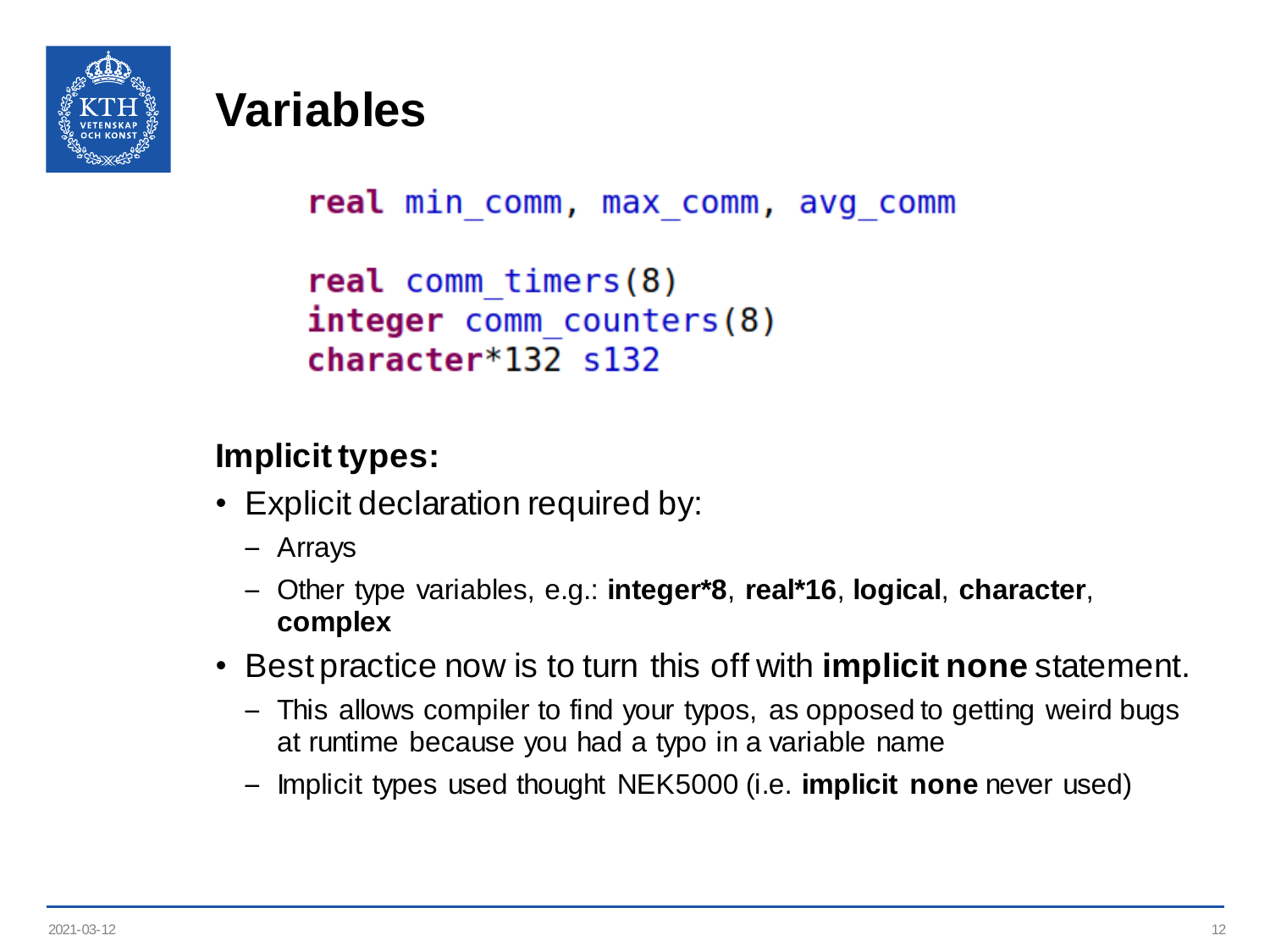# Variables

```
real min_comm, max_comm, avg_comm

real comm_timers(8)
integer comm_counters(8)
character*132 s132
```

**Implicit types:**

- Explicit declaration required by:
  - Arrays
  - Other type variables, e.g.: **integer*8**, **real*16**, **logical**, **character**, **complex**
- Best practice now is to turn this off with **implicit none** statement.
  - This allows compiler to find your typos, as opposed to getting weird bugs at runtime because you had a typo in a variable name
  - Implicit types used thought NEK5000 (i.e. **implicit none** never used)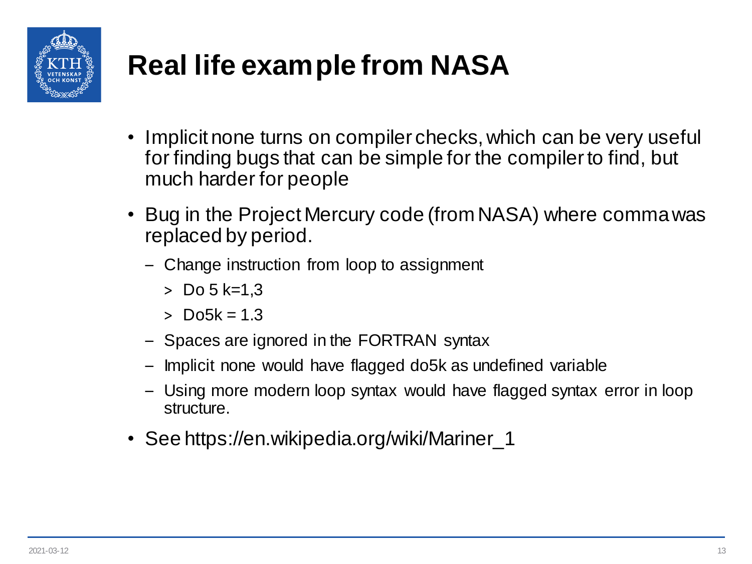# Real life example from NASA

- Implicit none turns on compiler checks, which can be very useful for finding bugs that can be simple for the compiler to find, but much harder for people
- Bug in the Project Mercury code (from NASA) where comma was replaced by period.
  - Change instruction from loop to assignment
    - > Do 5 k=1,3
    - > Do5k = 1.3
  - Spaces are ignored in the FORTRAN syntax
  - Implicit none would have flagged do5k as undefined variable
  - Using more modern loop syntax would have flagged syntax error in loop structure.
- See https://en.wikipedia.org/wiki/Mariner_1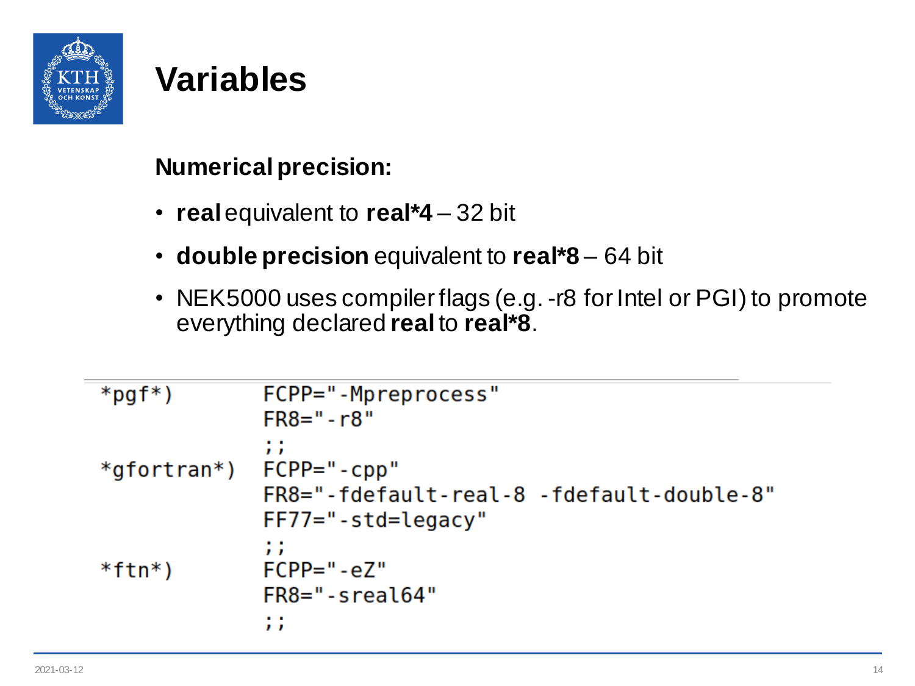# Variables

**Numerical precision:**

- **real** equivalent to **real*4** – 32 bit
- **double precision** equivalent to **real*8** – 64 bit
- NEK5000 uses compiler flags (e.g. -r8 for Intel or PGI) to promote everything declared **real** to **real*8**.

```
*pgf*)        FCPP="-Mpreprocess"
              FR8="-r8"
              ;;
*gfortran*)   FCPP="-cpp"
              FR8="-fdefault-real-8 -fdefault-double-8"
              FF77="-std=legacy"
              ;;
*ftn*)        FCPP="-eZ"
              FR8="-sreal64"
              ;;
```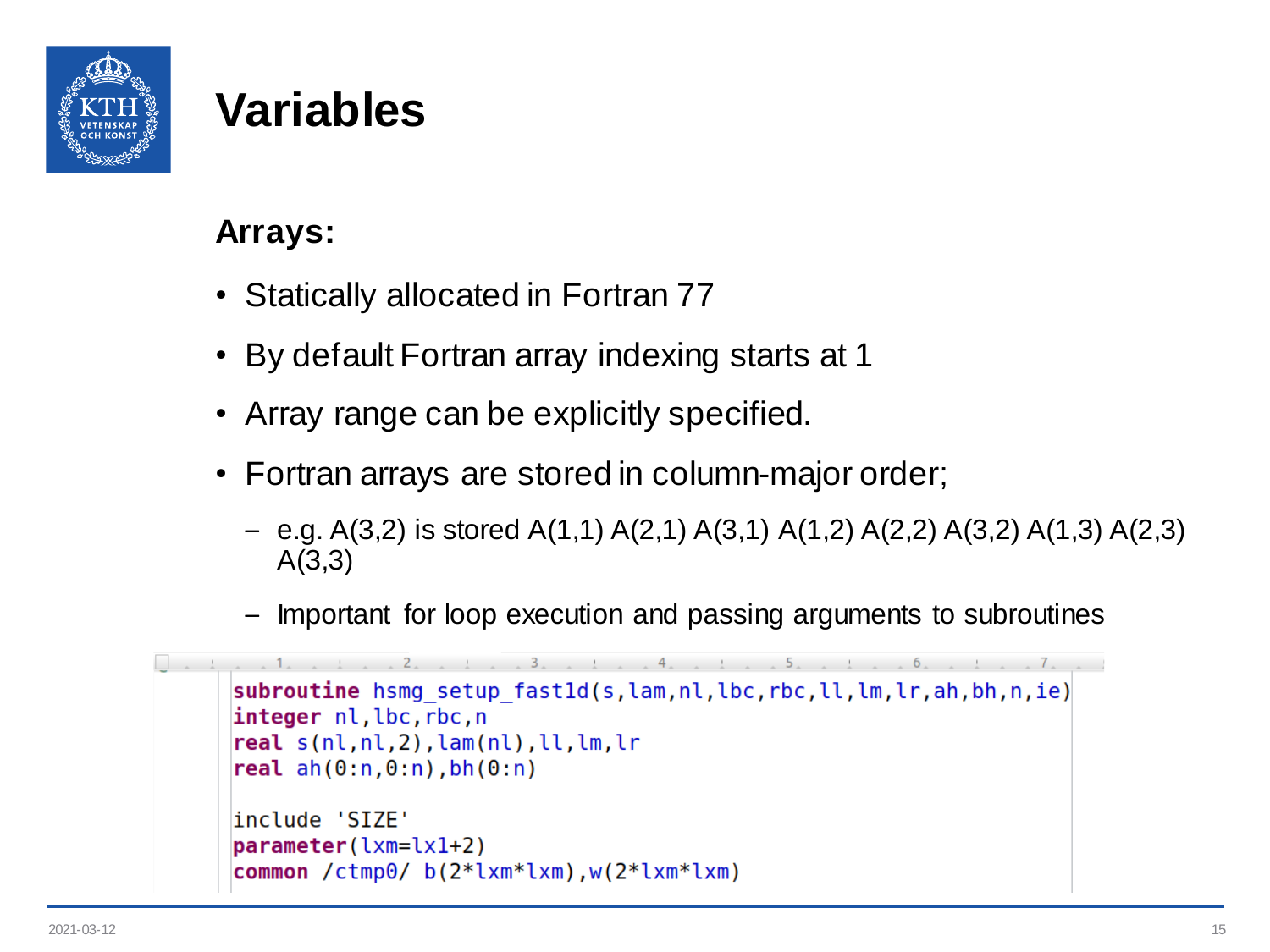# Variables

**Arrays:**

- Statically allocated in Fortran 77
- By default Fortran array indexing starts at 1
- Array range can be explicitly specified.
- Fortran arrays are stored in column-major order;
  - e.g. A(3,2) is stored A(1,1) A(2,1) A(3,1) A(1,2) A(2,2) A(3,2) A(1,3) A(2,3) A(3,3)
  - Important for loop execution and passing arguments to subroutines

```
subroutine hsmg_setup_fast1d(s,lam,nl,lbc,rbc,ll,lm,lr,ah,bh,n,ie)
integer nl,lbc,rbc,n
real s(nl,nl,2),lam(nl),ll,lm,lr
real ah(0:n,0:n),bh(0:n)

include 'SIZE'
parameter(lxm=lx1+2)
common /ctmp0/ b(2*lxm*lxm),w(2*lxm*lxm)
```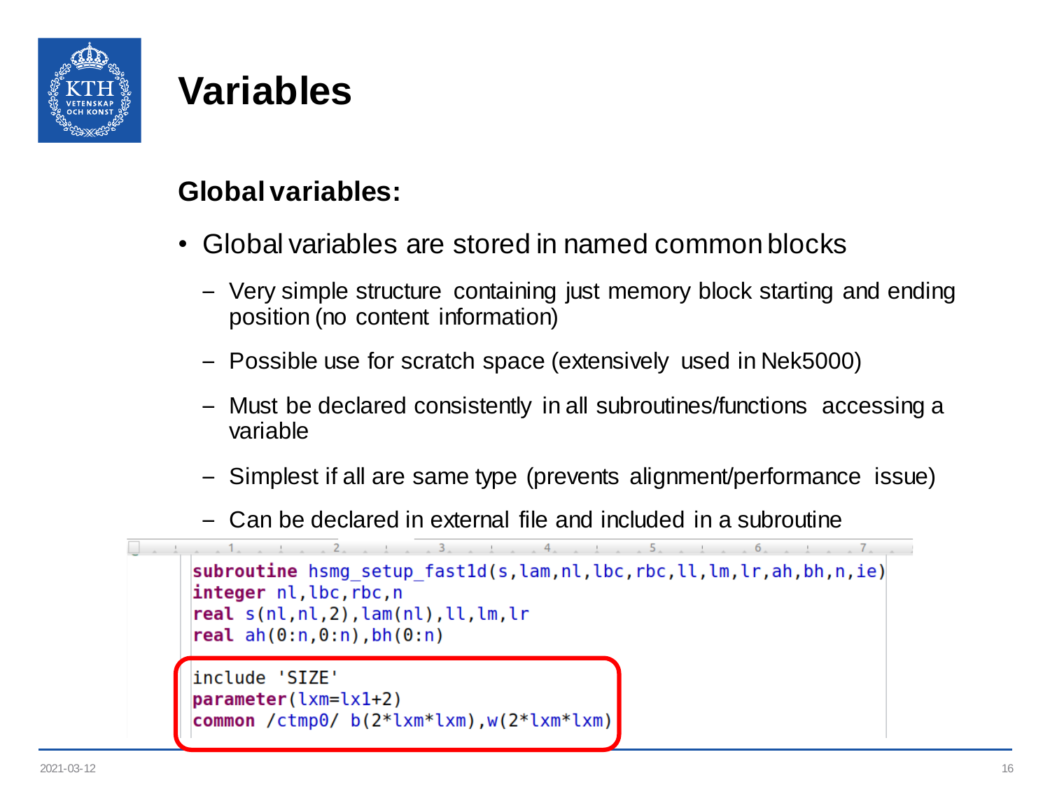# Variables

## Global variables:

- Global variables are stored in named common blocks
  - Very simple structure containing just memory block starting and ending position (no content information)
  - Possible use for scratch space (extensively used in Nek5000)
  - Must be declared consistently in all subroutines/functions accessing a variable
  - Simplest if all are same type (prevents alignment/performance issue)
  - Can be declared in external file and included in a subroutine

```
subroutine hsmg_setup_fast1d(s,lam,nl,lbc,rbc,ll,lm,lr,ah,bh,n,ie)
integer nl,lbc,rbc,n
real s(nl,nl,2),lam(nl),ll,lm,lr
real ah(0:n,0:n),bh(0:n)

include 'SIZE'
parameter(lxm=lx1+2)
common /ctmp0/ b(2*lxm*lxm),w(2*lxm*lxm)
```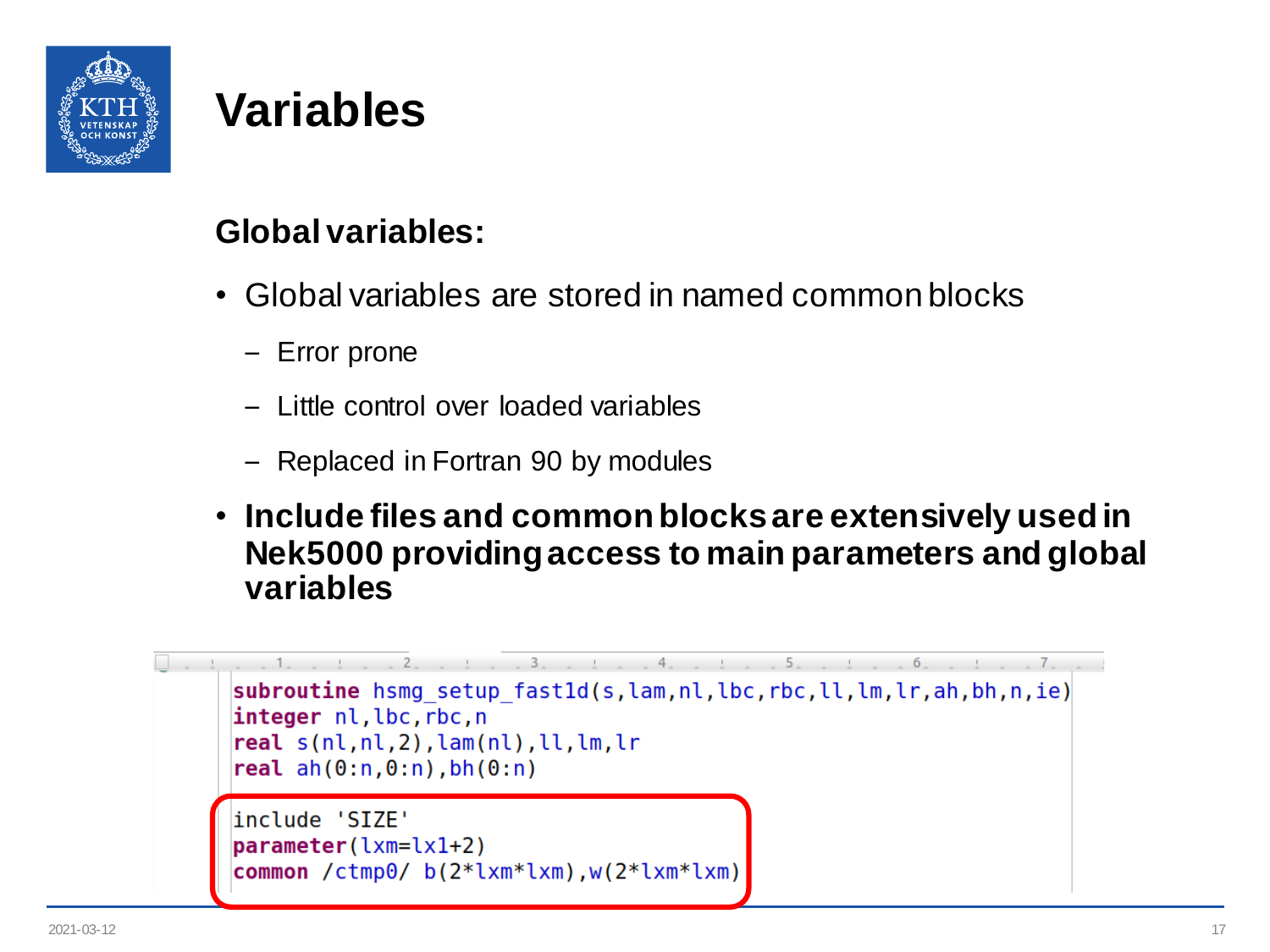# Variables

## Global variables:

- Global variables are stored in named common blocks
  - Error prone
  - Little control over loaded variables
  - Replaced in Fortran 90 by modules
- **Include files and common blocks are extensively used in Nek5000 providing access to main parameters and global variables**

```
subroutine hsmg_setup_fast1d(s,lam,nl,lbc,rbc,ll,lm,lr,ah,bh,n,ie)
integer nl,lbc,rbc,n
real s(nl,nl,2),lam(nl),ll,lm,lr
real ah(0:n,0:n),bh(0:n)

include 'SIZE'
parameter(lxm=lx1+2)
common /ctmp0/ b(2*lxm*lxm),w(2*lxm*lxm)
```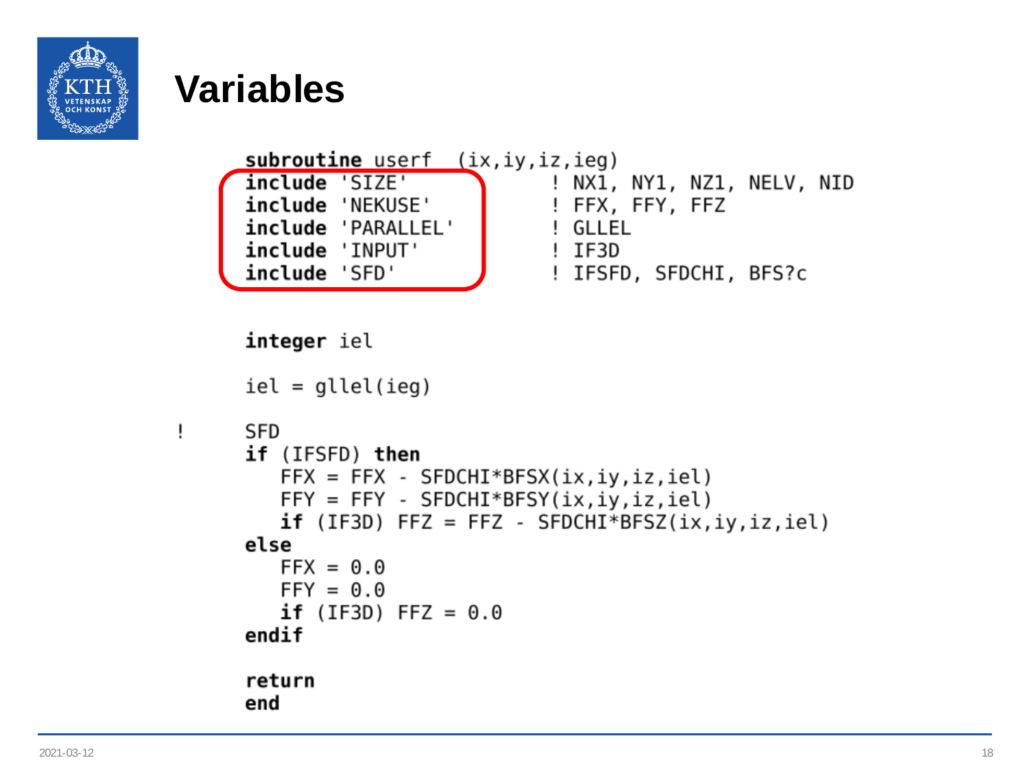# Variables

```fortran
      subroutine userf  (ix,iy,iz,ieg)
      include 'SIZE'              ! NX1, NY1, NZ1, NELV, NID
      include 'NEKUSE'            ! FFX, FFY, FFZ
      include 'PARALLEL'          ! GLLEL
      include 'INPUT'             ! IF3D
      include 'SFD'               ! IFSFD, SFDCHI, BFS?c

      integer iel

      iel = gllel(ieg)

!     SFD
      if (IFSFD) then
         FFX = FFX - SFDCHI*BFSX(ix,iy,iz,iel)
         FFY = FFY - SFDCHI*BFSY(ix,iy,iz,iel)
         if (IF3D) FFZ = FFZ - SFDCHI*BFSZ(ix,iy,iz,iel)
      else
         FFX = 0.0
         FFY = 0.0
         if (IF3D) FFZ = 0.0
      endif

      return
      end
```

2021-03-12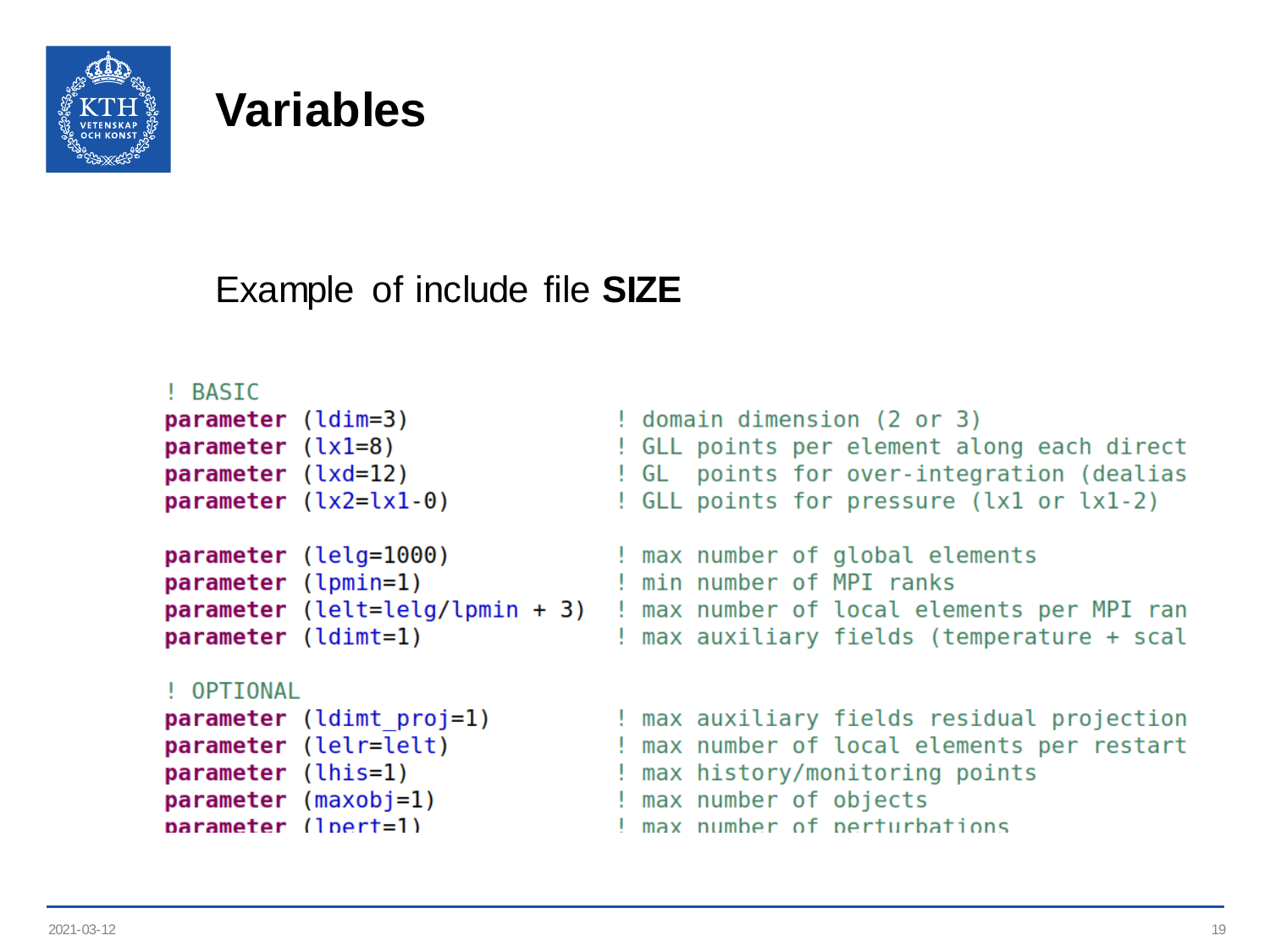# Variables

Example of include file **SIZE**

```
! BASIC
parameter (ldim=3)              ! domain dimension (2 or 3)
parameter (lx1=8)               ! GLL points per element along each direct
parameter (lxd=12)              ! GL  points for over-integration (dealias
parameter (lx2=lx1-0)           ! GLL points for pressure (lx1 or lx1-2)

parameter (lelg=1000)           ! max number of global elements
parameter (lpmin=1)             ! min number of MPI ranks
parameter (lelt=lelg/lpmin + 3) ! max number of local elements per MPI ran
parameter (ldimt=1)             ! max auxiliary fields (temperature + scal

! OPTIONAL
parameter (ldimt_proj=1)        ! max auxiliary fields residual projection
parameter (lelr=lelt)           ! max number of local elements per restart
parameter (lhis=1)              ! max history/monitoring points
parameter (maxobj=1)            ! max number of objects
parameter (lpert=1)             ! max number of perturbations
```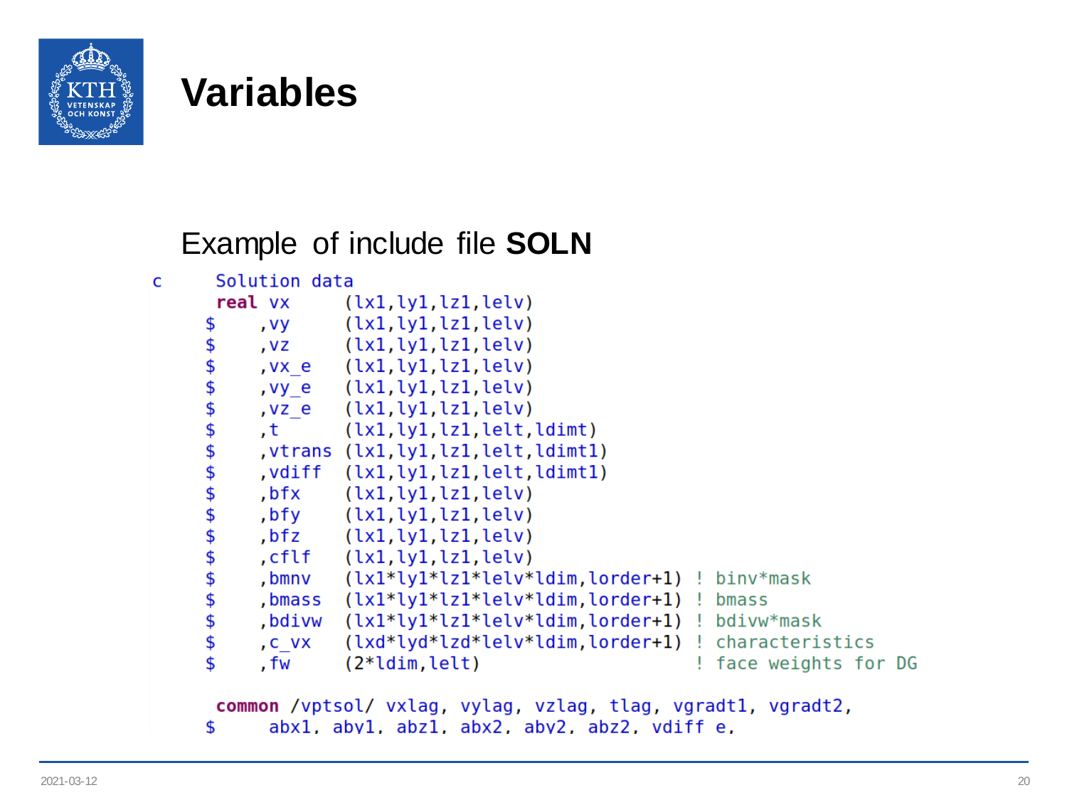# Variables

Example of include file **SOLN**

```
c     Solution data
      real vx     (lx1,ly1,lz1,lelv)
     $    ,vy     (lx1,ly1,lz1,lelv)
     $    ,vz     (lx1,ly1,lz1,lelv)
     $    ,vx_e   (lx1,ly1,lz1,lelv)
     $    ,vy_e   (lx1,ly1,lz1,lelv)
     $    ,vz_e   (lx1,ly1,lz1,lelv)
     $    ,t      (lx1,ly1,lz1,lelt,ldimt)
     $    ,vtrans (lx1,ly1,lz1,lelt,ldimt1)
     $    ,vdiff  (lx1,ly1,lz1,lelt,ldimt1)
     $    ,bfx    (lx1,ly1,lz1,lelv)
     $    ,bfy    (lx1,ly1,lz1,lelv)
     $    ,bfz    (lx1,ly1,lz1,lelv)
     $    ,cflf   (lx1,ly1,lz1,lelv)
     $    ,bmnv   (lx1*ly1*lz1*lelv*ldim,lorder+1) ! binv*mask
     $    ,bmass  (lx1*ly1*lz1*lelv*ldim,lorder+1) ! bmass
     $    ,bdivw  (lx1*ly1*lz1*lelv*ldim,lorder+1) ! bdivw*mask
     $    ,c_vx   (lxd*lyd*lzd*lelv*ldim,lorder+1) ! characteristics
     $    ,fw     (2*ldim,lelt)                    ! face weights for DG

      common /vptsol/ vxlag, vylag, vzlag, tlag, vgradt1, vgradt2,
     $     abx1, aby1, abz1, abx2, aby2, abz2, vdiff_e,
```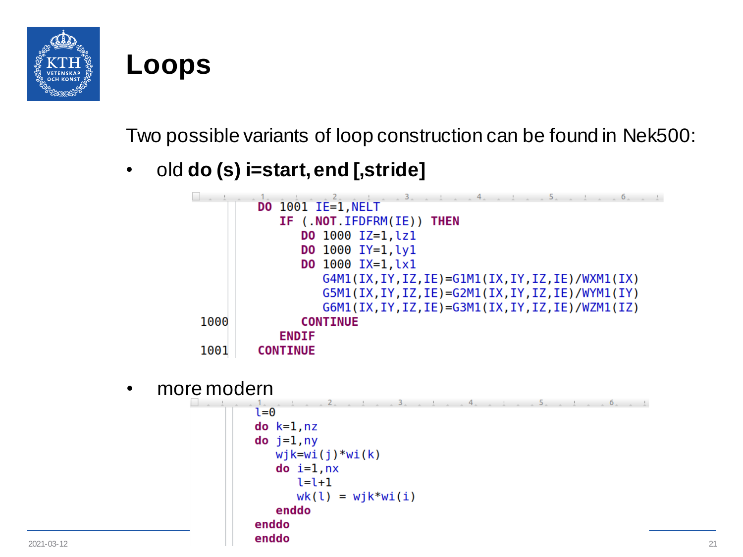# Loops

Two possible variants of loop construction can be found in Nek500:

- old **do (s) i=start, end [,stride]**

```
      DO 1001 IE=1,NELT
         IF (.NOT.IFDFRM(IE)) THEN
            DO 1000 IZ=1,lz1
            DO 1000 IY=1,ly1
            DO 1000 IX=1,lx1
               G4M1(IX,IY,IZ,IE)=G1M1(IX,IY,IZ,IE)/WXM1(IX)
               G5M1(IX,IY,IZ,IE)=G2M1(IX,IY,IZ,IE)/WYM1(IY)
               G6M1(IX,IY,IZ,IE)=G3M1(IX,IY,IZ,IE)/WZM1(IZ)
 1000       CONTINUE
         ENDIF
 1001 CONTINUE
```

- more modern

```
      l=0
      do k=1,nz
      do j=1,ny
         wjk=wi(j)*wi(k)
         do i=1,nx
            l=l+1
            wk(l) = wjk*wi(i)
         enddo
      enddo
      enddo
```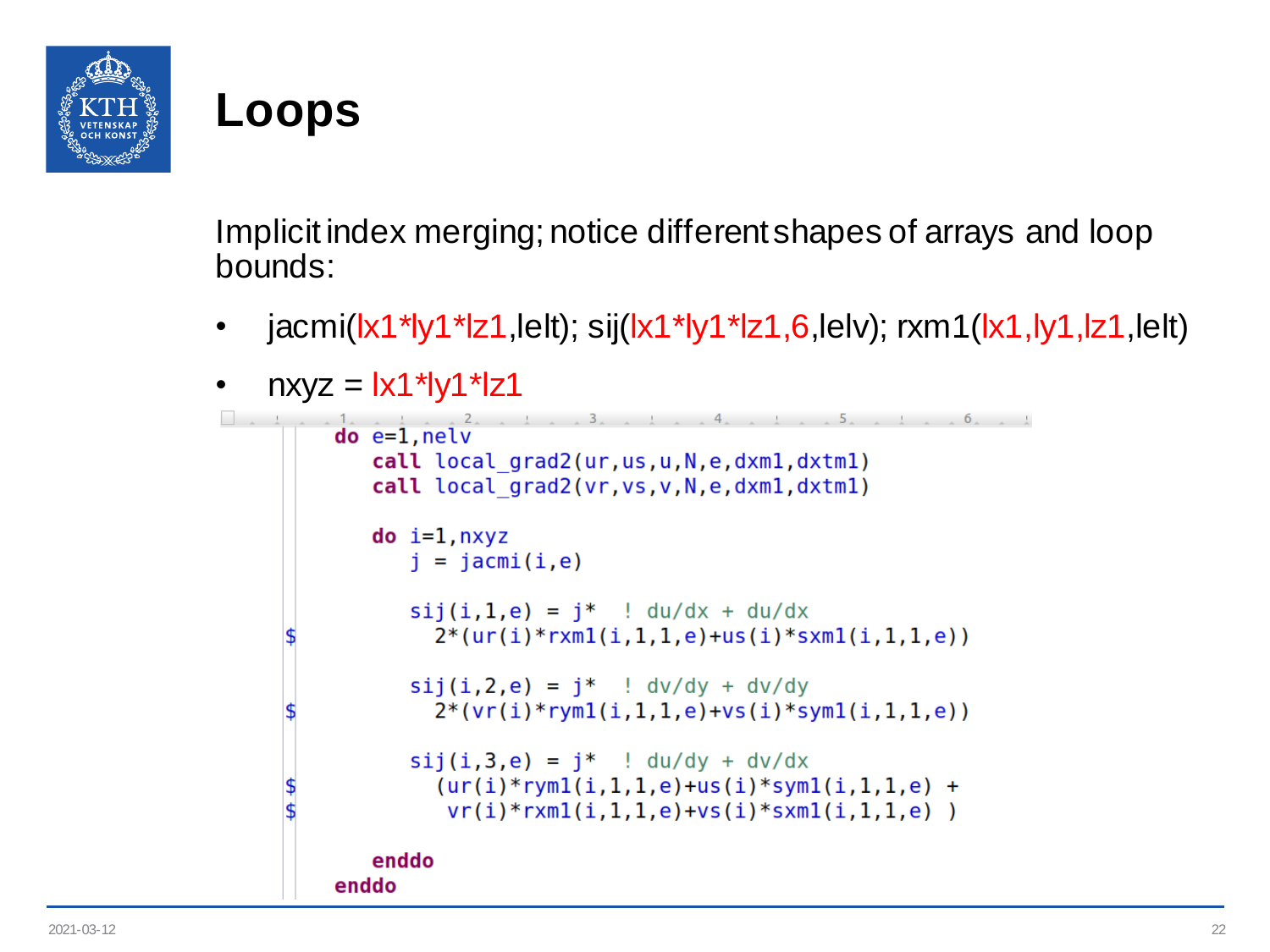# Loops

Implicit index merging; notice different shapes of arrays and loop bounds:

- jacmi(lx1*ly1*lz1,lelt); sij(lx1*ly1*lz1,6,lelv); rxm1(lx1,ly1,lz1,lelt)
- nxyz = lx1*ly1*lz1

```
      do e=1,nelv
         call local_grad2(ur,us,u,N,e,dxm1,dxtm1)
         call local_grad2(vr,vs,v,N,e,dxm1,dxtm1)

         do i=1,nxyz
            j = jacmi(i,e)

            sij(i,1,e) = j*  ! du/dx + du/dx
     $        2*(ur(i)*rxm1(i,1,1,e)+us(i)*sxm1(i,1,1,e))

            sij(i,2,e) = j*  ! dv/dy + dv/dy
     $        2*(vr(i)*rym1(i,1,1,e)+vs(i)*sym1(i,1,1,e))

            sij(i,3,e) = j*  ! du/dy + dv/dx
     $         (ur(i)*rym1(i,1,1,e)+us(i)*sym1(i,1,1,e) +
     $          vr(i)*rxm1(i,1,1,e)+vs(i)*sxm1(i,1,1,e) )

         enddo
      enddo
```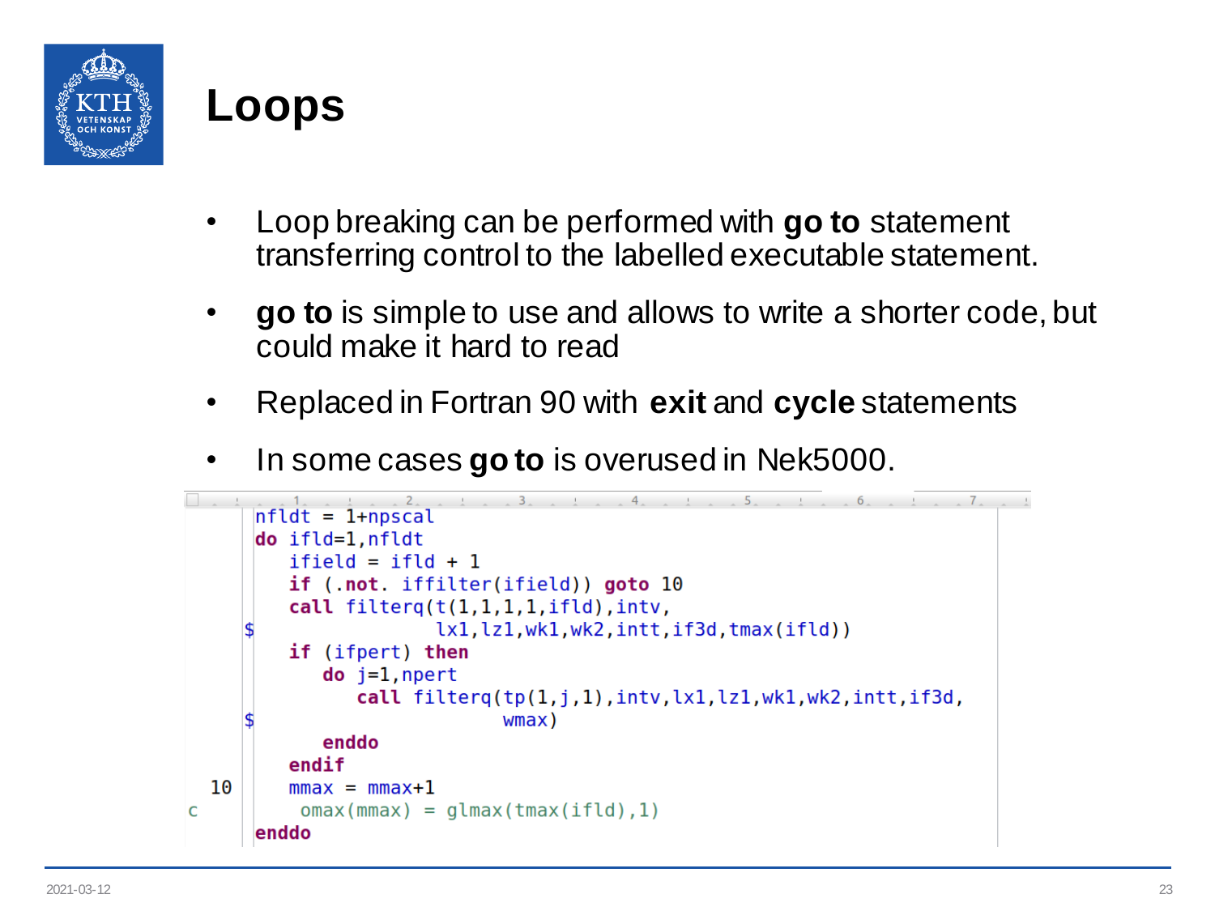# Loops

- Loop breaking can be performed with **go to** statement transferring control to the labelled executable statement.
- **go to** is simple to use and allows to write a shorter code, but could make it hard to read
- Replaced in Fortran 90 with **exit** and **cycle** statements
- In some cases **go to** is overused in Nek5000.

```
      nfldt = 1+npscal
      do ifld=1,nfldt
         ifield = ifld + 1
         if (.not. iffilter(ifield)) goto 10
         call filterq(t(1,1,1,1,ifld),intv,
     $                lx1,lz1,wk1,wk2,intt,if3d,tmax(ifld))
         if (ifpert) then
            do j=1,npert
               call filterq(tp(1,j,1),intv,lx1,lz1,wk1,wk2,intt,if3d,
     $                      wmax)
            enddo
         endif
 10      mmax = mmax+1
c          omax(mmax) = glmax(tmax(ifld),1)
      enddo
```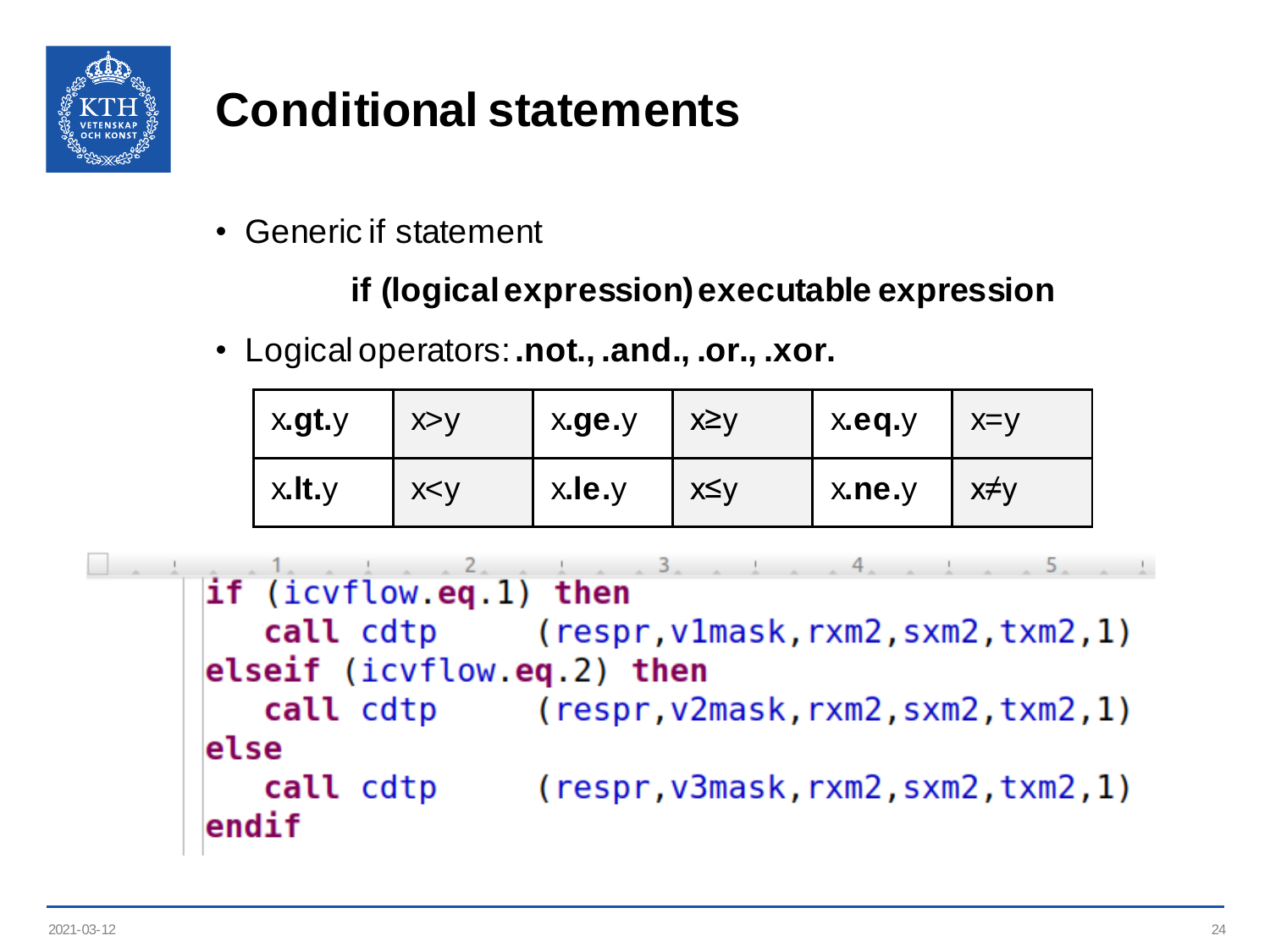# Conditional statements

- Generic if statement

**if (logical expression) executable expression**

- Logical operators: **.not., .and., .or., .xor.**

| x**.gt.**y | x>y | x**.ge.**y | x≥y | x**.eq.**y | x=y |
|---|---|---|---|---|---|
| x**.lt.**y | x<y | x**.le.**y | x≤y | x**.ne.**y | x≠y |

```
if (icvflow.eq.1) then
   call cdtp     (respr,v1mask,rxm2,sxm2,txm2,1)
elseif (icvflow.eq.2) then
   call cdtp     (respr,v2mask,rxm2,sxm2,txm2,1)
else
   call cdtp     (respr,v3mask,rxm2,sxm2,txm2,1)
endif
```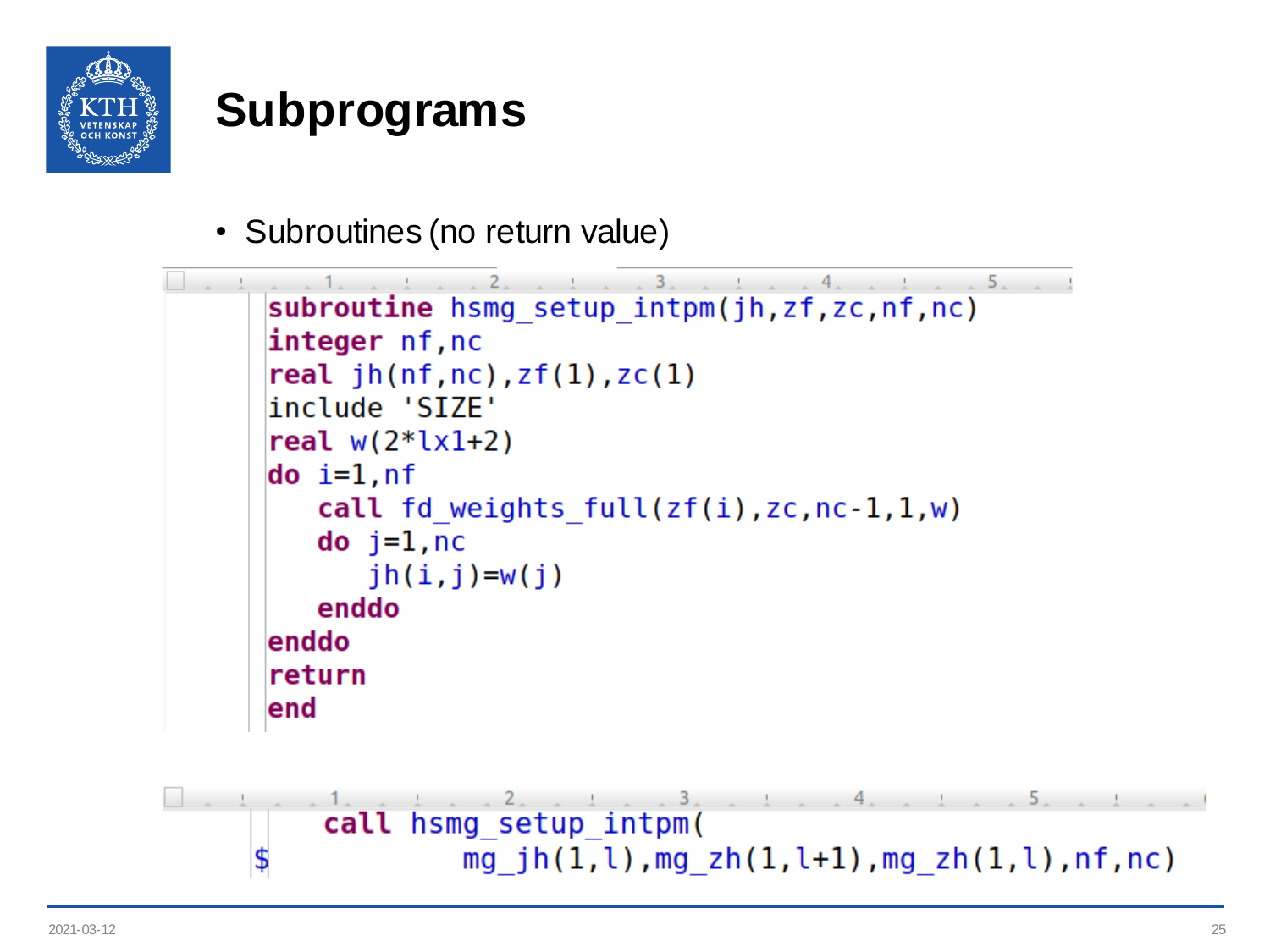# Subprograms

- Subroutines (no return value)

```
      subroutine hsmg_setup_intpm(jh,zf,zc,nf,nc)
      integer nf,nc
      real jh(nf,nc),zf(1),zc(1)
      include 'SIZE'
      real w(2*lx1+2)
      do i=1,nf
         call fd_weights_full(zf(i),zc,nc-1,1,w)
         do j=1,nc
            jh(i,j)=w(j)
         enddo
      enddo
      return
      end
```

```
         call hsmg_setup_intpm(
     $         mg_jh(1,l),mg_zh(1,l+1),mg_zh(1,l),nf,nc)
```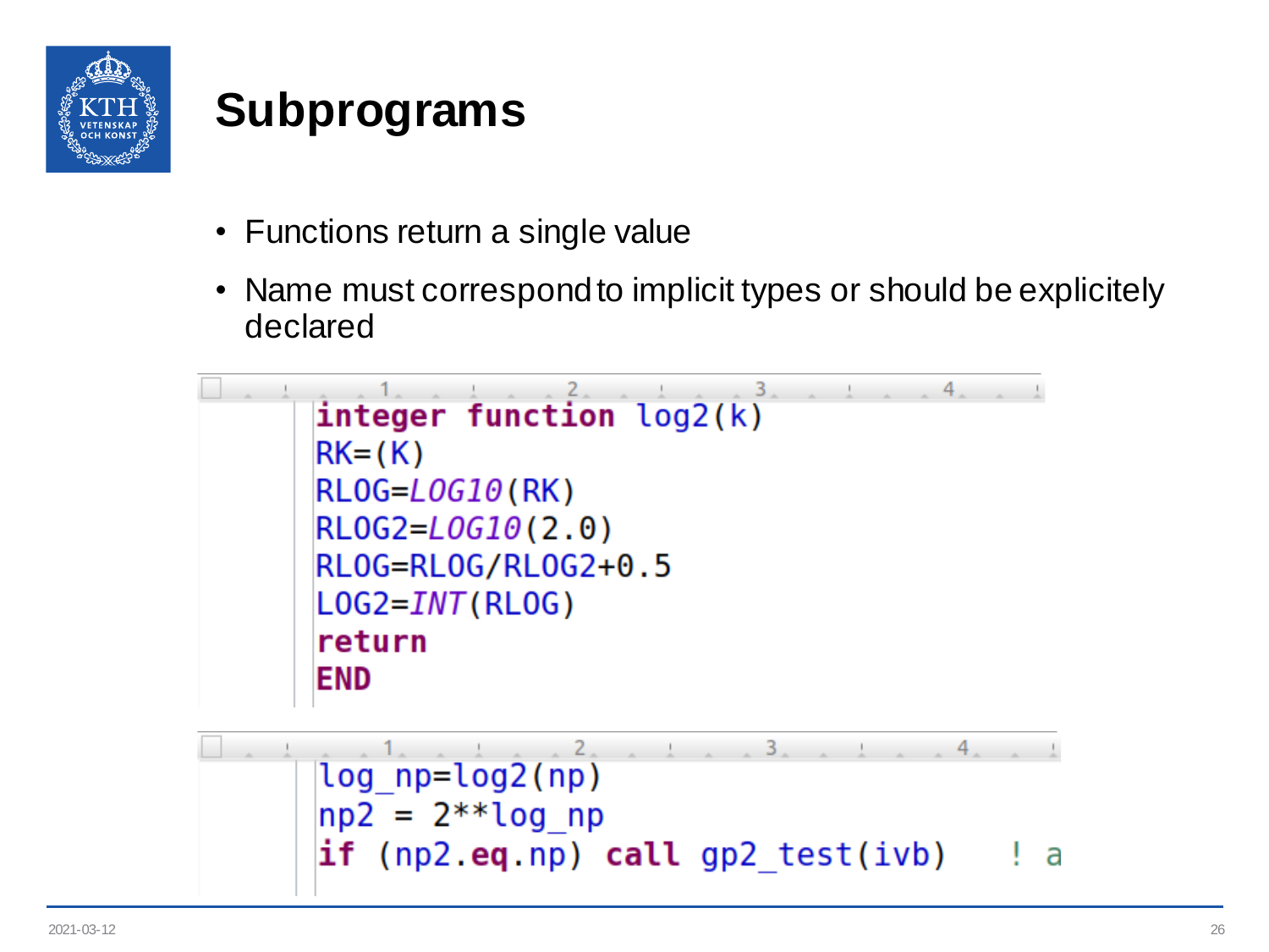# Subprograms

- Functions return a single value
- Name must correspond to implicit types or should be explicitely declared

```
integer function log2(k)
RK=(K)
RLOG=LOG10(RK)
RLOG2=LOG10(2.0)
RLOG=RLOG/RLOG2+0.5
LOG2=INT(RLOG)
return
END
```

```
log_np=log2(np)
np2 = 2**log_np
if (np2.eq.np) call gp2_test(ivb)   ! a
```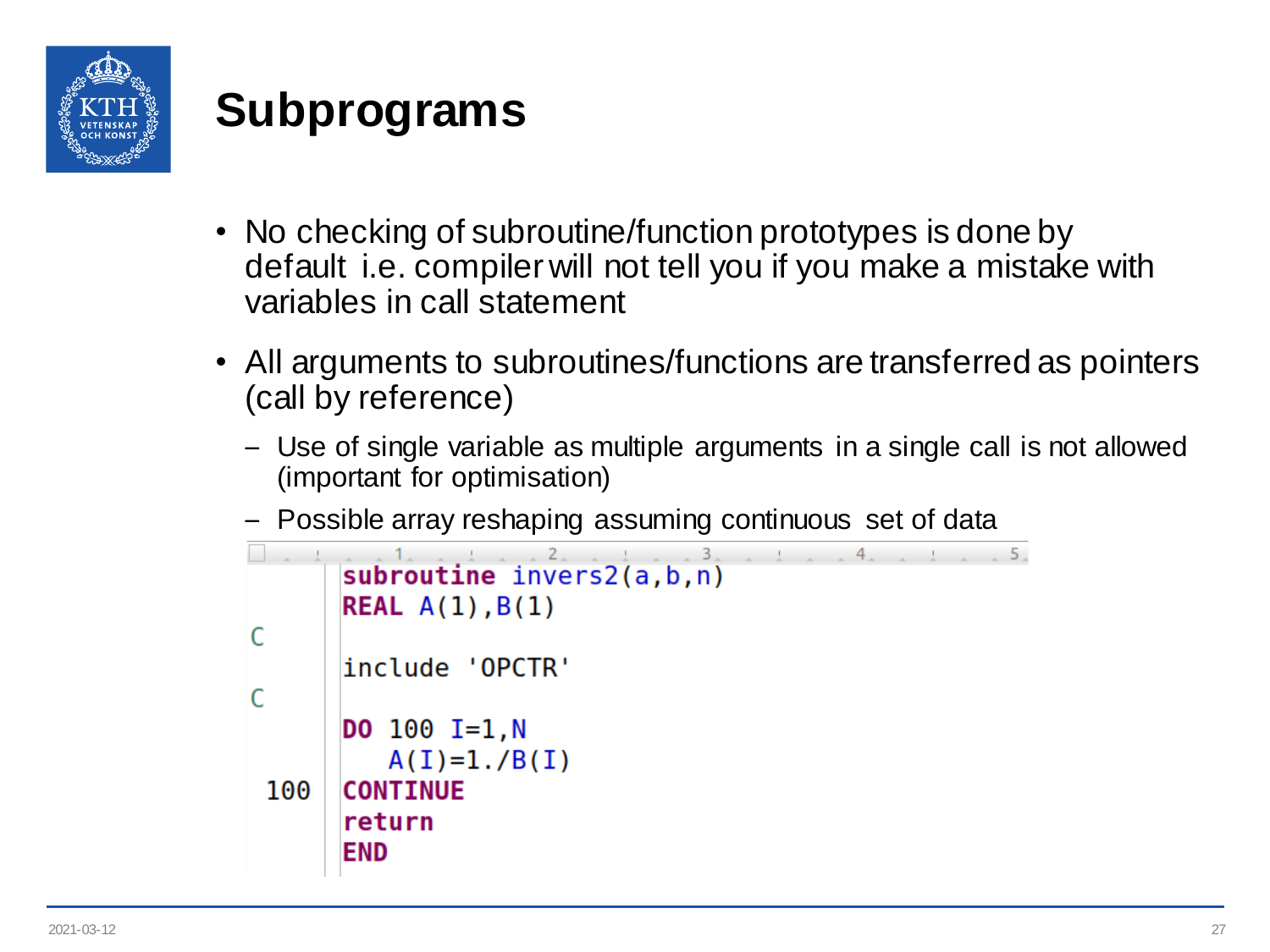# Subprograms

- No checking of subroutine/function prototypes is done by default i.e. compiler will not tell you if you make a mistake with variables in call statement
- All arguments to subroutines/functions are transferred as pointers (call by reference)
  - Use of single variable as multiple arguments in a single call is not allowed (important for optimisation)
  - Possible array reshaping assuming continuous set of data

```fortran
      subroutine invers2(a,b,n)
      REAL A(1),B(1)
C
      include 'OPCTR'
C
      DO 100 I=1,N
         A(I)=1./B(I)
 100  CONTINUE
      return
      END
```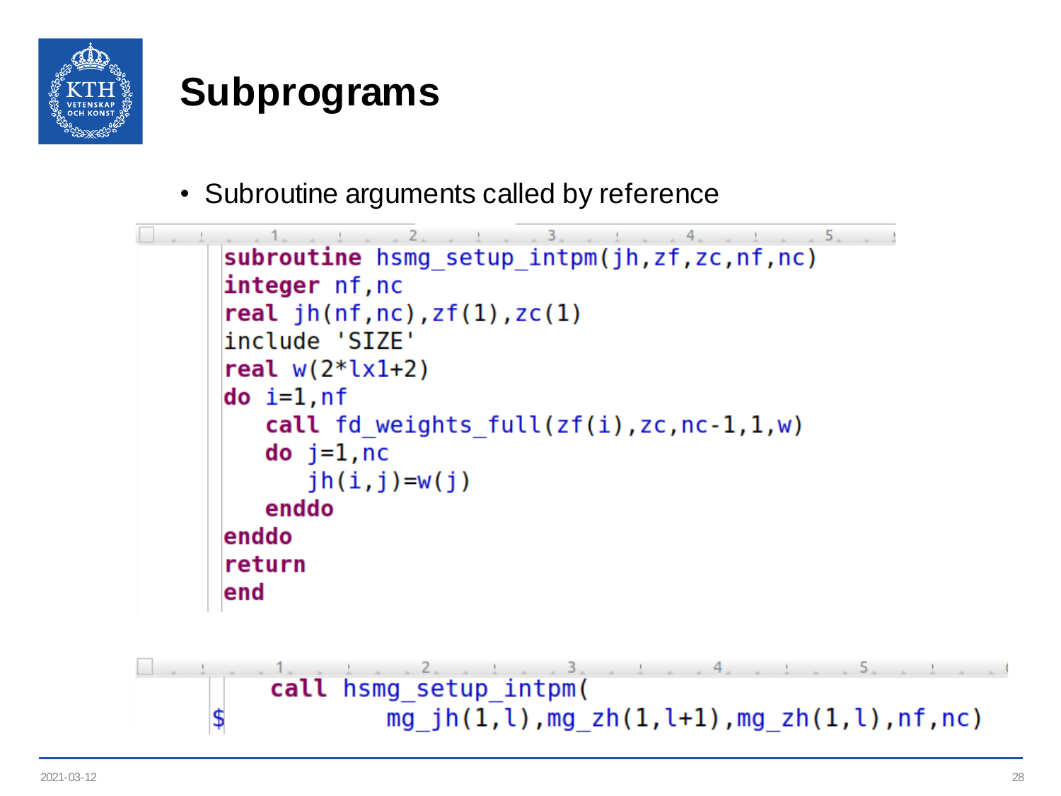## Subprograms

- Subroutine arguments called by reference

```
      subroutine hsmg_setup_intpm(jh,zf,zc,nf,nc)
      integer nf,nc
      real jh(nf,nc),zf(1),zc(1)
      include 'SIZE'
      real w(2*lx1+2)
      do i=1,nf
         call fd_weights_full(zf(i),zc,nc-1,1,w)
         do j=1,nc
            jh(i,j)=w(j)
         enddo
      enddo
      return
      end
```

```
         call hsmg_setup_intpm(
     $              mg_jh(1,l),mg_zh(1,l+1),mg_zh(1,l),nf,nc)
```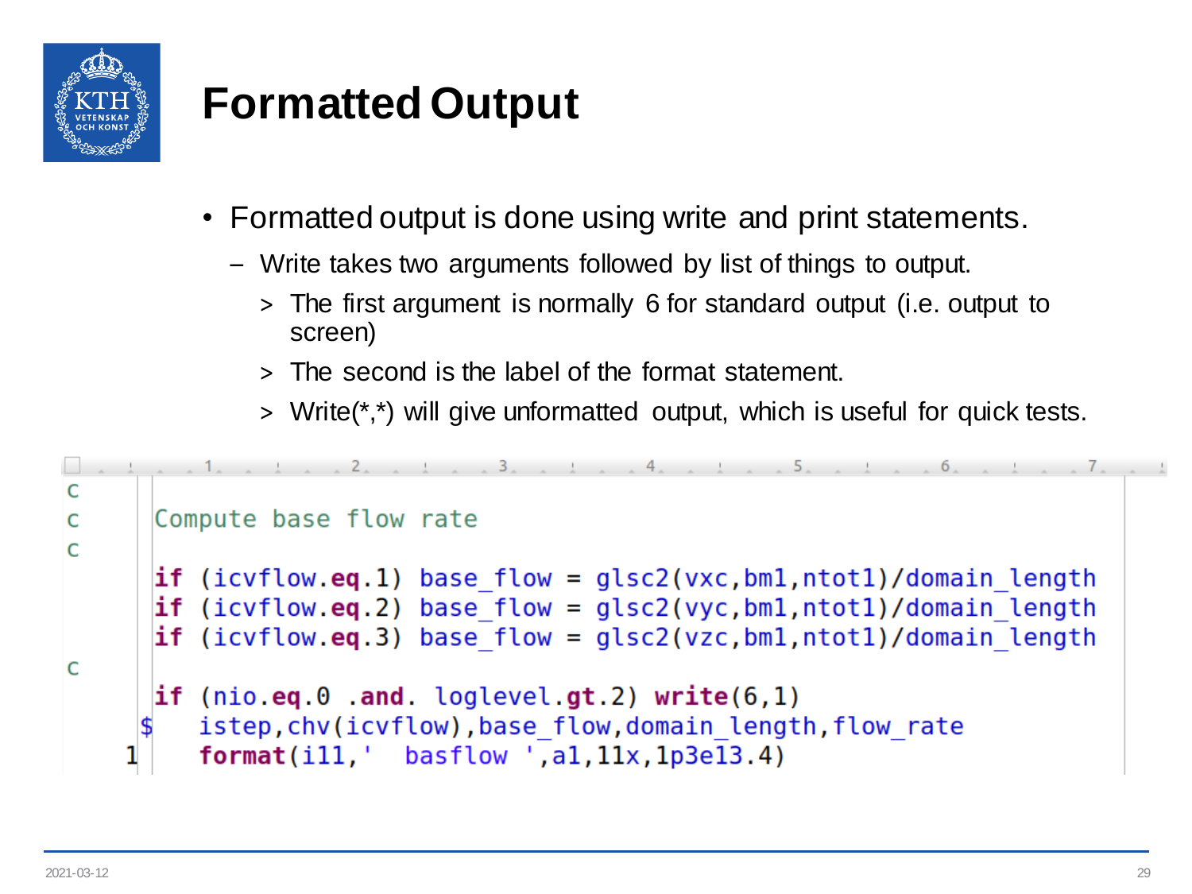# Formatted Output

- Formatted output is done using write and print statements.
  - Write takes two arguments followed by list of things to output.
    - > The first argument is normally 6 for standard output (i.e. output to screen)
    - > The second is the label of the format statement.
    - > Write(*,*) will give unformatted output, which is useful for quick tests.

```
c
c     Compute base flow rate
c
      if (icvflow.eq.1) base_flow = glsc2(vxc,bm1,ntot1)/domain_length
      if (icvflow.eq.2) base_flow = glsc2(vyc,bm1,ntot1)/domain_length
      if (icvflow.eq.3) base_flow = glsc2(vzc,bm1,ntot1)/domain_length
c
      if (nio.eq.0 .and. loglevel.gt.2) write(6,1)
     $   istep,chv(icvflow),base_flow,domain_length,flow_rate
    1    format(i11,'  basflow ',a1,11x,1p3e13.4)
```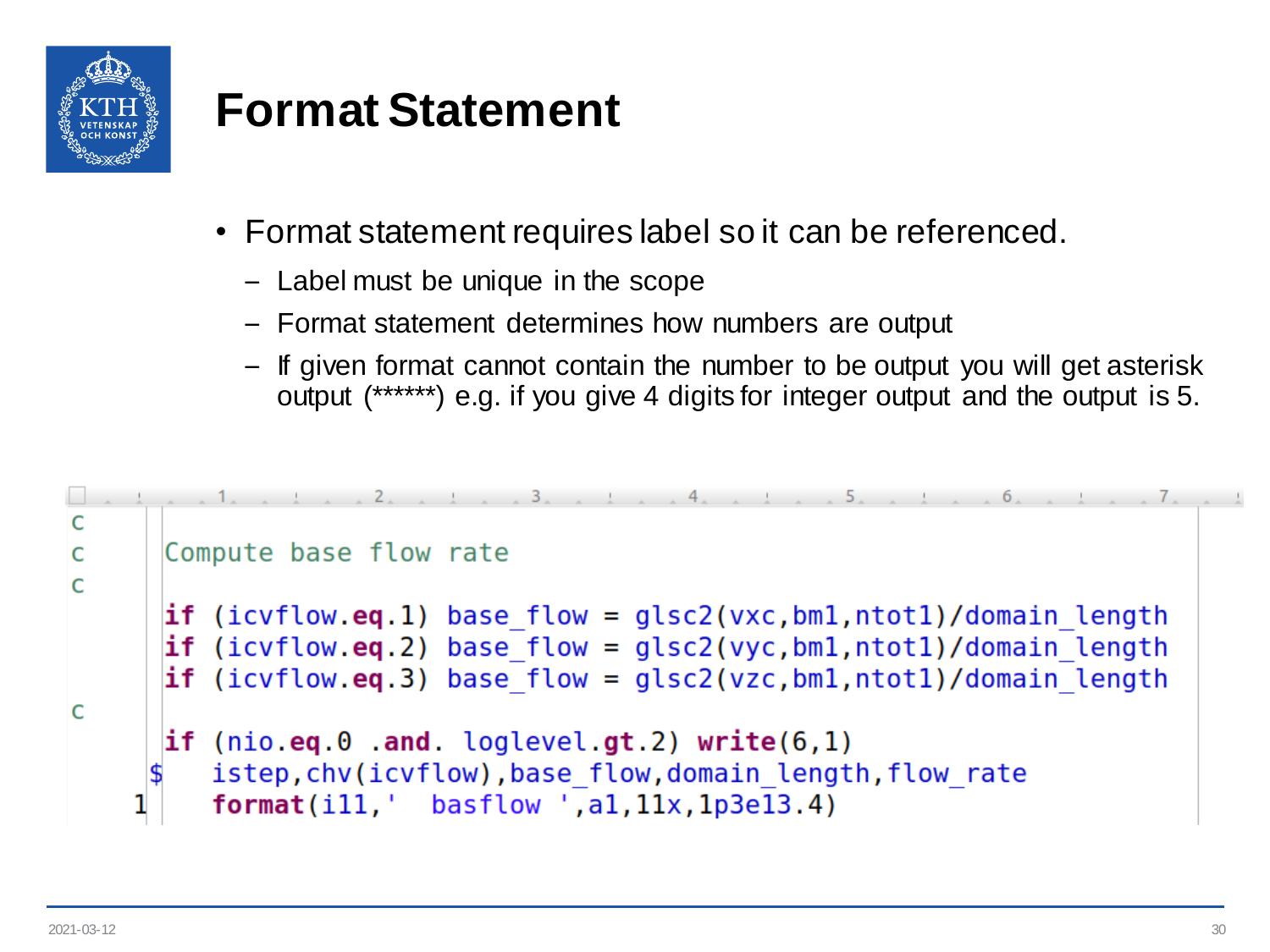# Format Statement

- Format statement requires label so it can be referenced.
  - Label must be unique in the scope
  - Format statement determines how numbers are output
  - If given format cannot contain the number to be output you will get asterisk output (******) e.g. if you give 4 digits for integer output and the output is 5.

```
c
c     Compute base flow rate
c
      if (icvflow.eq.1) base_flow = glsc2(vxc,bm1,ntot1)/domain_length
      if (icvflow.eq.2) base_flow = glsc2(vyc,bm1,ntot1)/domain_length
      if (icvflow.eq.3) base_flow = glsc2(vzc,bm1,ntot1)/domain_length
c
      if (nio.eq.0 .and. loglevel.gt.2) write(6,1)
     $   istep,chv(icvflow),base_flow,domain_length,flow_rate
    1   format(i11,'  basflow ',a1,11x,1p3e13.4)
```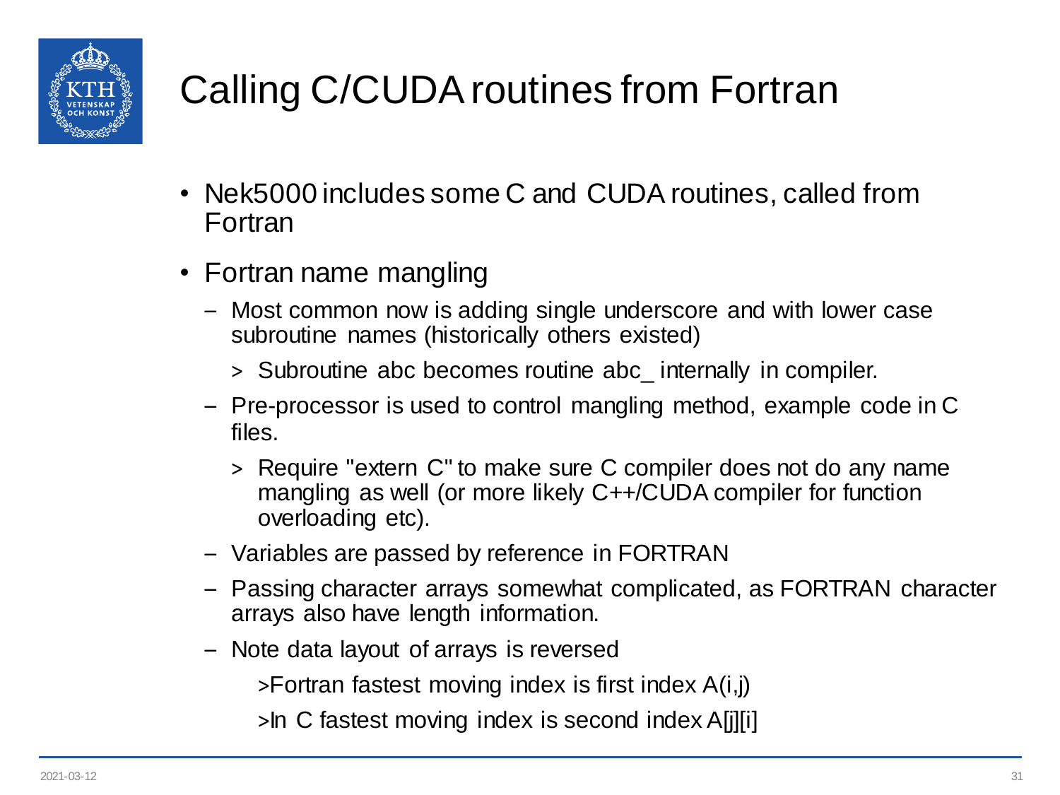# Calling C/CUDA routines from Fortran

- Nek5000 includes some C and CUDA routines, called from Fortran
- Fortran name mangling
  - Most common now is adding single underscore and with lower case subroutine names (historically others existed)
    - Subroutine abc becomes routine abc_ internally in compiler.
  - Pre-processor is used to control mangling method, example code in C files.
    - Require "extern C" to make sure C compiler does not do any name mangling as well (or more likely C++/CUDA compiler for function overloading etc).
  - Variables are passed by reference in FORTRAN
  - Passing character arrays somewhat complicated, as FORTRAN character arrays also have length information.
  - Note data layout of arrays is reversed
    - Fortran fastest moving index is first index A(i,j)
    - In C fastest moving index is second index A[j][i]